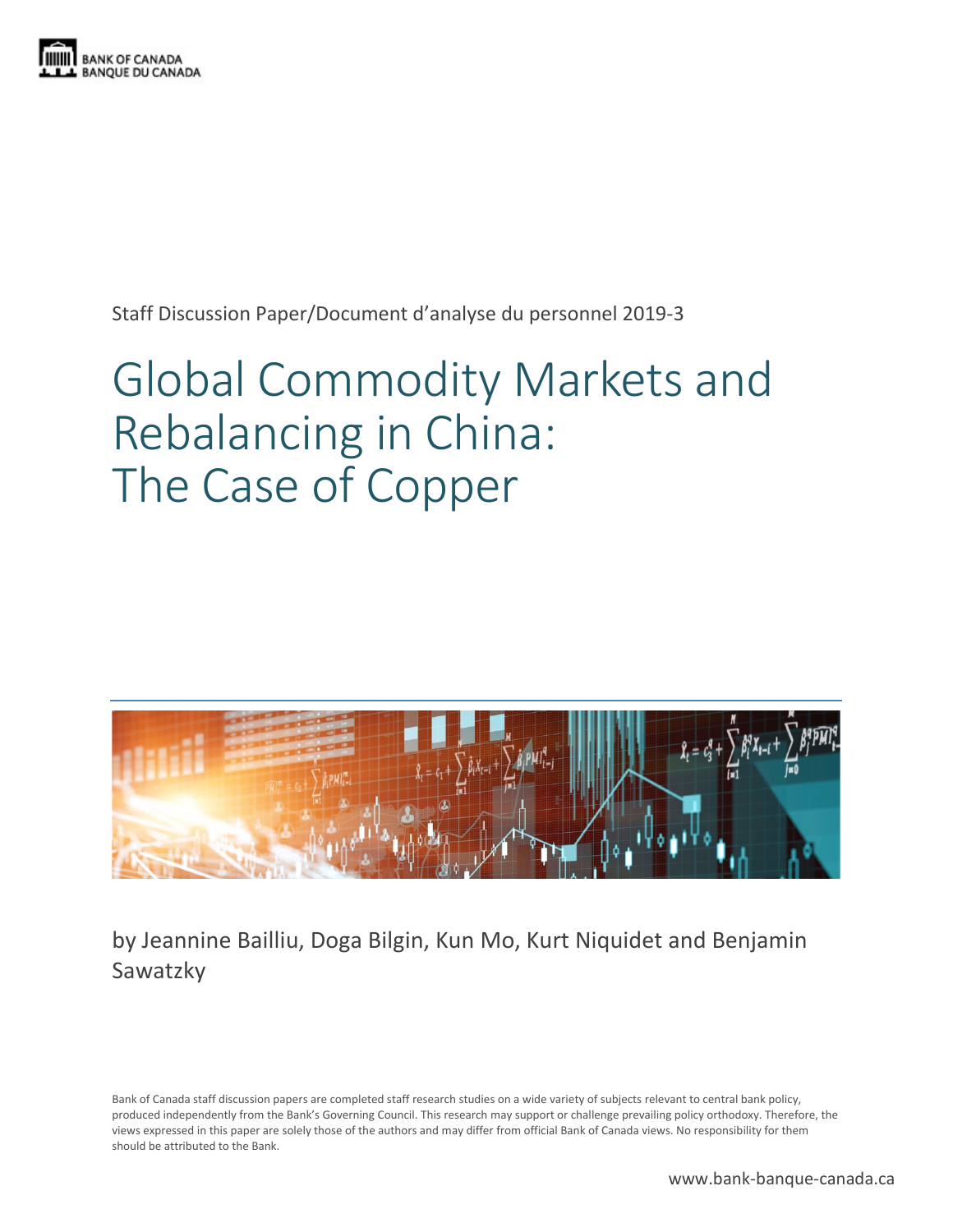BANK OF CANADA
BANQUE DU CANADA

Staff Discussion Paper/Document d'analyse du personnel 2019-3

# Global Commodity Markets and Rebalancing in China: The Case of Copper

by Jeannine Bailliu, Doga Bilgin, Kun Mo, Kurt Niquidet and Benjamin Sawatzky

Bank of Canada staff discussion papers are completed staff research studies on a wide variety of subjects relevant to central bank policy, produced independently from the Bank's Governing Council. This research may support or challenge prevailing policy orthodoxy. Therefore, the views expressed in this paper are solely those of the authors and may differ from official Bank of Canada views. No responsibility for them should be attributed to the Bank.

www.bank-banque-canada.ca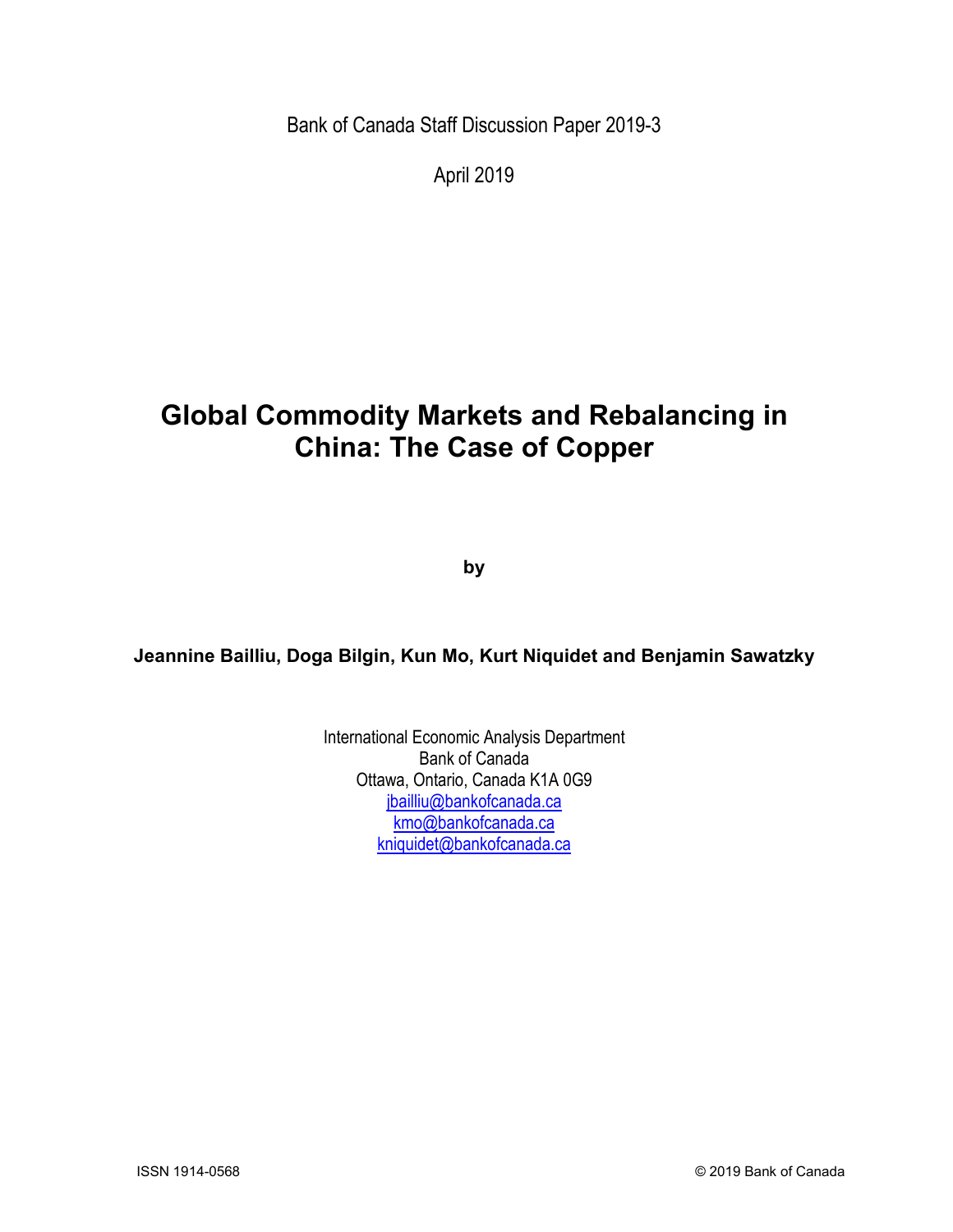Bank of Canada Staff Discussion Paper 2019-3

April 2019

# Global Commodity Markets and Rebalancing in China: The Case of Copper

**by**

**Jeannine Bailliu, Doga Bilgin, Kun Mo, Kurt Niquidet and Benjamin Sawatzky**

International Economic Analysis Department
Bank of Canada
Ottawa, Ontario, Canada K1A 0G9
jbailliu@bankofcanada.ca
kmo@bankofcanada.ca
kniquidet@bankofcanada.ca

ISSN 1914-0568

© 2019 Bank of Canada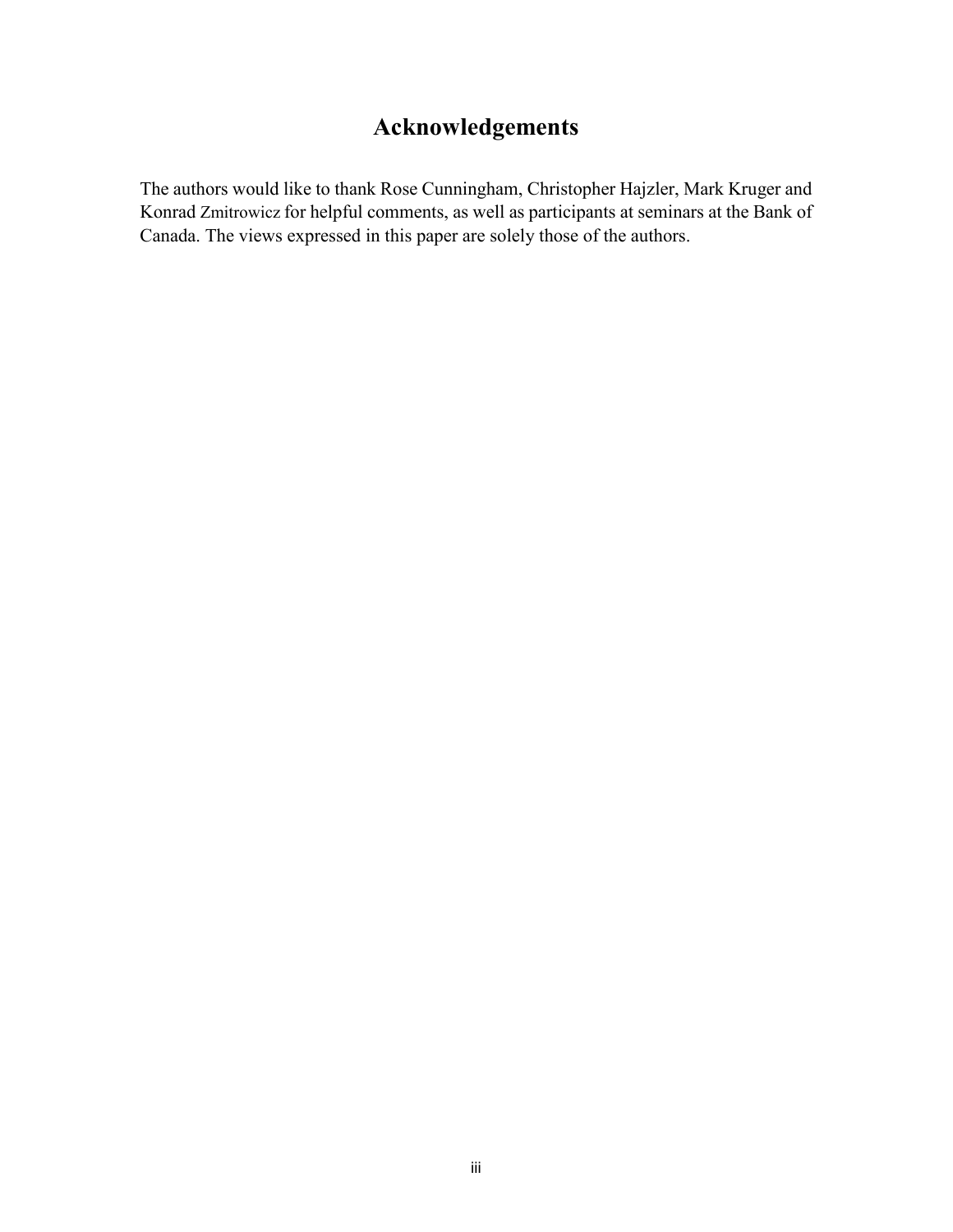# Acknowledgements

The authors would like to thank Rose Cunningham, Christopher Hajzler, Mark Kruger and Konrad Zmitrowicz for helpful comments, as well as participants at seminars at the Bank of Canada. The views expressed in this paper are solely those of the authors.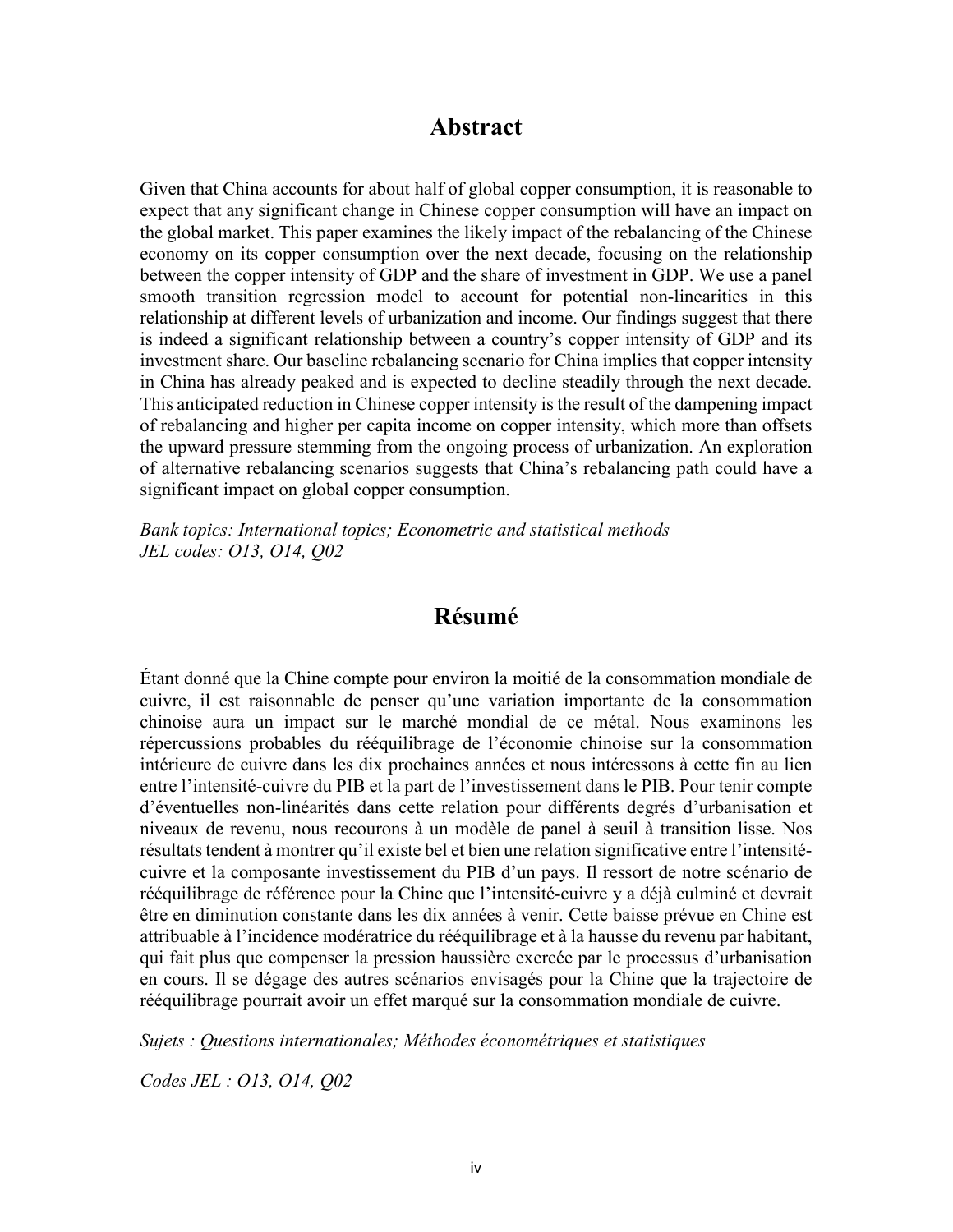## Abstract

Given that China accounts for about half of global copper consumption, it is reasonable to expect that any significant change in Chinese copper consumption will have an impact on the global market. This paper examines the likely impact of the rebalancing of the Chinese economy on its copper consumption over the next decade, focusing on the relationship between the copper intensity of GDP and the share of investment in GDP. We use a panel smooth transition regression model to account for potential non-linearities in this relationship at different levels of urbanization and income. Our findings suggest that there is indeed a significant relationship between a country's copper intensity of GDP and its investment share. Our baseline rebalancing scenario for China implies that copper intensity in China has already peaked and is expected to decline steadily through the next decade. This anticipated reduction in Chinese copper intensity is the result of the dampening impact of rebalancing and higher per capita income on copper intensity, which more than offsets the upward pressure stemming from the ongoing process of urbanization. An exploration of alternative rebalancing scenarios suggests that China's rebalancing path could have a significant impact on global copper consumption.

*Bank topics: International topics; Econometric and statistical methods*
*JEL codes: O13, O14, Q02*

## Résumé

Étant donné que la Chine compte pour environ la moitié de la consommation mondiale de cuivre, il est raisonnable de penser qu'une variation importante de la consommation chinoise aura un impact sur le marché mondial de ce métal. Nous examinons les répercussions probables du rééquilibrage de l'économie chinoise sur la consommation intérieure de cuivre dans les dix prochaines années et nous intéressons à cette fin au lien entre l'intensité-cuivre du PIB et la part de l'investissement dans le PIB. Pour tenir compte d'éventuelles non-linéarités dans cette relation pour différents degrés d'urbanisation et niveaux de revenu, nous recourons à un modèle de panel à seuil à transition lisse. Nos résultats tendent à montrer qu'il existe bel et bien une relation significative entre l'intensité-cuivre et la composante investissement du PIB d'un pays. Il ressort de notre scénario de rééquilibrage de référence pour la Chine que l'intensité-cuivre y a déjà culminé et devrait être en diminution constante dans les dix années à venir. Cette baisse prévue en Chine est attribuable à l'incidence modératrice du rééquilibrage et à la hausse du revenu par habitant, qui fait plus que compenser la pression haussière exercée par le processus d'urbanisation en cours. Il se dégage des autres scénarios envisagés pour la Chine que la trajectoire de rééquilibrage pourrait avoir un effet marqué sur la consommation mondiale de cuivre.

*Sujets : Questions internationales; Méthodes économétriques et statistiques*

*Codes JEL : O13, O14, Q02*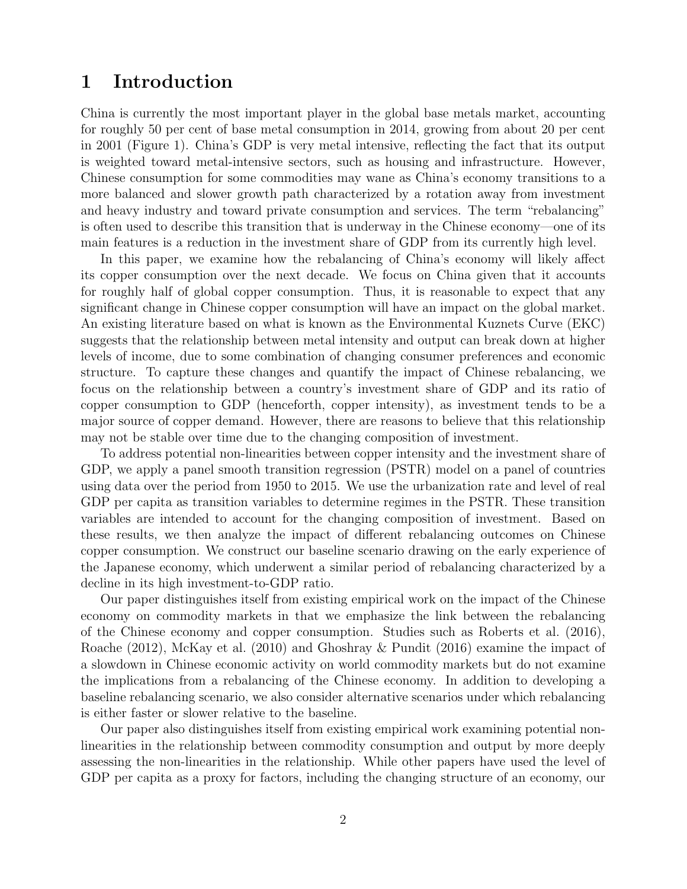# 1 Introduction

China is currently the most important player in the global base metals market, accounting for roughly 50 per cent of base metal consumption in 2014, growing from about 20 per cent in 2001 (Figure 1). China's GDP is very metal intensive, reflecting the fact that its output is weighted toward metal-intensive sectors, such as housing and infrastructure. However, Chinese consumption for some commodities may wane as China's economy transitions to a more balanced and slower growth path characterized by a rotation away from investment and heavy industry and toward private consumption and services. The term "rebalancing" is often used to describe this transition that is underway in the Chinese economy—one of its main features is a reduction in the investment share of GDP from its currently high level.

In this paper, we examine how the rebalancing of China's economy will likely affect its copper consumption over the next decade. We focus on China given that it accounts for roughly half of global copper consumption. Thus, it is reasonable to expect that any significant change in Chinese copper consumption will have an impact on the global market. An existing literature based on what is known as the Environmental Kuznets Curve (EKC) suggests that the relationship between metal intensity and output can break down at higher levels of income, due to some combination of changing consumer preferences and economic structure. To capture these changes and quantify the impact of Chinese rebalancing, we focus on the relationship between a country's investment share of GDP and its ratio of copper consumption to GDP (henceforth, copper intensity), as investment tends to be a major source of copper demand. However, there are reasons to believe that this relationship may not be stable over time due to the changing composition of investment.

To address potential non-linearities between copper intensity and the investment share of GDP, we apply a panel smooth transition regression (PSTR) model on a panel of countries using data over the period from 1950 to 2015. We use the urbanization rate and level of real GDP per capita as transition variables to determine regimes in the PSTR. These transition variables are intended to account for the changing composition of investment. Based on these results, we then analyze the impact of different rebalancing outcomes on Chinese copper consumption. We construct our baseline scenario drawing on the early experience of the Japanese economy, which underwent a similar period of rebalancing characterized by a decline in its high investment-to-GDP ratio.

Our paper distinguishes itself from existing empirical work on the impact of the Chinese economy on commodity markets in that we emphasize the link between the rebalancing of the Chinese economy and copper consumption. Studies such as Roberts et al. (2016), Roache (2012), McKay et al. (2010) and Ghoshray & Pundit (2016) examine the impact of a slowdown in Chinese economic activity on world commodity markets but do not examine the implications from a rebalancing of the Chinese economy. In addition to developing a baseline rebalancing scenario, we also consider alternative scenarios under which rebalancing is either faster or slower relative to the baseline.

Our paper also distinguishes itself from existing empirical work examining potential non-linearities in the relationship between commodity consumption and output by more deeply assessing the non-linearities in the relationship. While other papers have used the level of GDP per capita as a proxy for factors, including the changing structure of an economy, our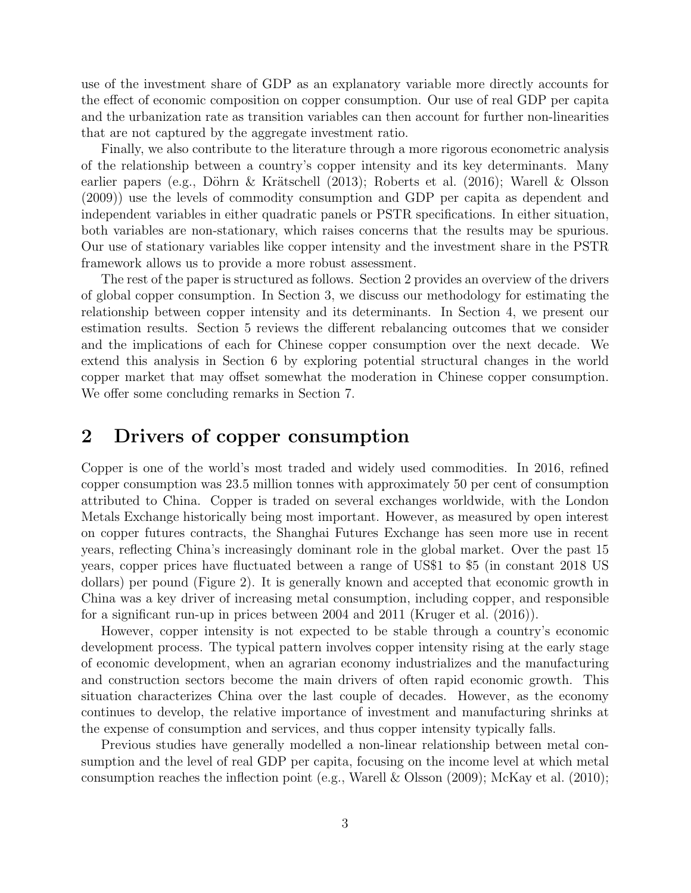use of the investment share of GDP as an explanatory variable more directly accounts for the effect of economic composition on copper consumption. Our use of real GDP per capita and the urbanization rate as transition variables can then account for further non-linearities that are not captured by the aggregate investment ratio.

Finally, we also contribute to the literature through a more rigorous econometric analysis of the relationship between a country's copper intensity and its key determinants. Many earlier papers (e.g., Döhrn & Krätschell (2013); Roberts et al. (2016); Warell & Olsson (2009)) use the levels of commodity consumption and GDP per capita as dependent and independent variables in either quadratic panels or PSTR specifications. In either situation, both variables are non-stationary, which raises concerns that the results may be spurious. Our use of stationary variables like copper intensity and the investment share in the PSTR framework allows us to provide a more robust assessment.

The rest of the paper is structured as follows. Section 2 provides an overview of the drivers of global copper consumption. In Section 3, we discuss our methodology for estimating the relationship between copper intensity and its determinants. In Section 4, we present our estimation results. Section 5 reviews the different rebalancing outcomes that we consider and the implications of each for Chinese copper consumption over the next decade. We extend this analysis in Section 6 by exploring potential structural changes in the world copper market that may offset somewhat the moderation in Chinese copper consumption. We offer some concluding remarks in Section 7.

# 2 Drivers of copper consumption

Copper is one of the world's most traded and widely used commodities. In 2016, refined copper consumption was 23.5 million tonnes with approximately 50 per cent of consumption attributed to China. Copper is traded on several exchanges worldwide, with the London Metals Exchange historically being most important. However, as measured by open interest on copper futures contracts, the Shanghai Futures Exchange has seen more use in recent years, reflecting China's increasingly dominant role in the global market. Over the past 15 years, copper prices have fluctuated between a range of US$1 to $5 (in constant 2018 US dollars) per pound (Figure 2). It is generally known and accepted that economic growth in China was a key driver of increasing metal consumption, including copper, and responsible for a significant run-up in prices between 2004 and 2011 (Kruger et al. (2016)).

However, copper intensity is not expected to be stable through a country's economic development process. The typical pattern involves copper intensity rising at the early stage of economic development, when an agrarian economy industrializes and the manufacturing and construction sectors become the main drivers of often rapid economic growth. This situation characterizes China over the last couple of decades. However, as the economy continues to develop, the relative importance of investment and manufacturing shrinks at the expense of consumption and services, and thus copper intensity typically falls.

Previous studies have generally modelled a non-linear relationship between metal consumption and the level of real GDP per capita, focusing on the income level at which metal consumption reaches the inflection point (e.g., Warell & Olsson (2009); McKay et al. (2010);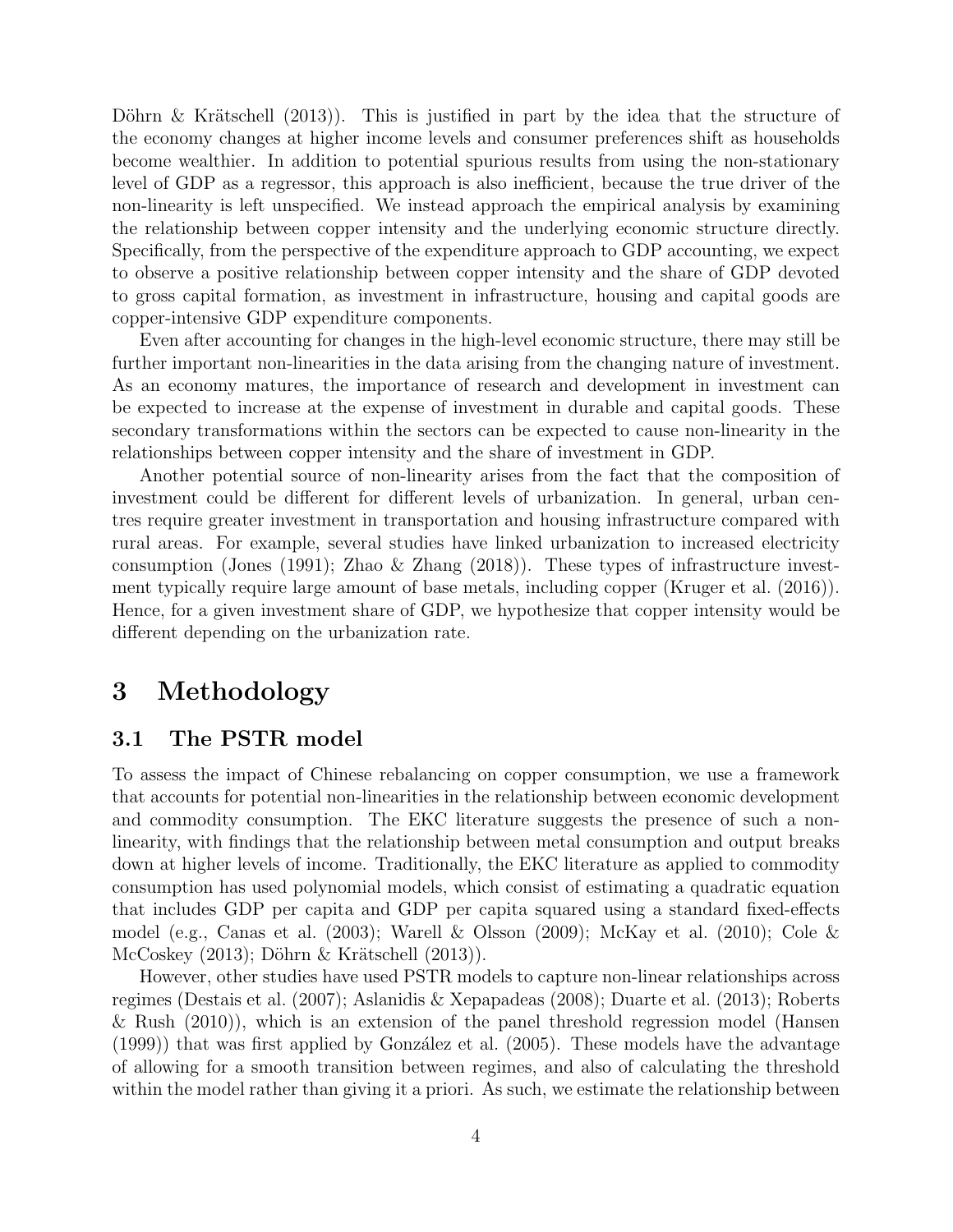Döhrn & Krätschell (2013)). This is justified in part by the idea that the structure of the economy changes at higher income levels and consumer preferences shift as households become wealthier. In addition to potential spurious results from using the non-stationary level of GDP as a regressor, this approach is also inefficient, because the true driver of the non-linearity is left unspecified. We instead approach the empirical analysis by examining the relationship between copper intensity and the underlying economic structure directly. Specifically, from the perspective of the expenditure approach to GDP accounting, we expect to observe a positive relationship between copper intensity and the share of GDP devoted to gross capital formation, as investment in infrastructure, housing and capital goods are copper-intensive GDP expenditure components.

Even after accounting for changes in the high-level economic structure, there may still be further important non-linearities in the data arising from the changing nature of investment. As an economy matures, the importance of research and development in investment can be expected to increase at the expense of investment in durable and capital goods. These secondary transformations within the sectors can be expected to cause non-linearity in the relationships between copper intensity and the share of investment in GDP.

Another potential source of non-linearity arises from the fact that the composition of investment could be different for different levels of urbanization. In general, urban centres require greater investment in transportation and housing infrastructure compared with rural areas. For example, several studies have linked urbanization to increased electricity consumption (Jones (1991); Zhao & Zhang (2018)). These types of infrastructure investment typically require large amount of base metals, including copper (Kruger et al. (2016)). Hence, for a given investment share of GDP, we hypothesize that copper intensity would be different depending on the urbanization rate.

# 3 Methodology

## 3.1 The PSTR model

To assess the impact of Chinese rebalancing on copper consumption, we use a framework that accounts for potential non-linearities in the relationship between economic development and commodity consumption. The EKC literature suggests the presence of such a non-linearity, with findings that the relationship between metal consumption and output breaks down at higher levels of income. Traditionally, the EKC literature as applied to commodity consumption has used polynomial models, which consist of estimating a quadratic equation that includes GDP per capita and GDP per capita squared using a standard fixed-effects model (e.g., Canas et al. (2003); Warell & Olsson (2009); McKay et al. (2010); Cole & McCoskey (2013); Döhrn & Krätschell (2013)).

However, other studies have used PSTR models to capture non-linear relationships across regimes (Destais et al. (2007); Aslanidis & Xepapadeas (2008); Duarte et al. (2013); Roberts & Rush (2010)), which is an extension of the panel threshold regression model (Hansen (1999)) that was first applied by González et al. (2005). These models have the advantage of allowing for a smooth transition between regimes, and also of calculating the threshold within the model rather than giving it a priori. As such, we estimate the relationship between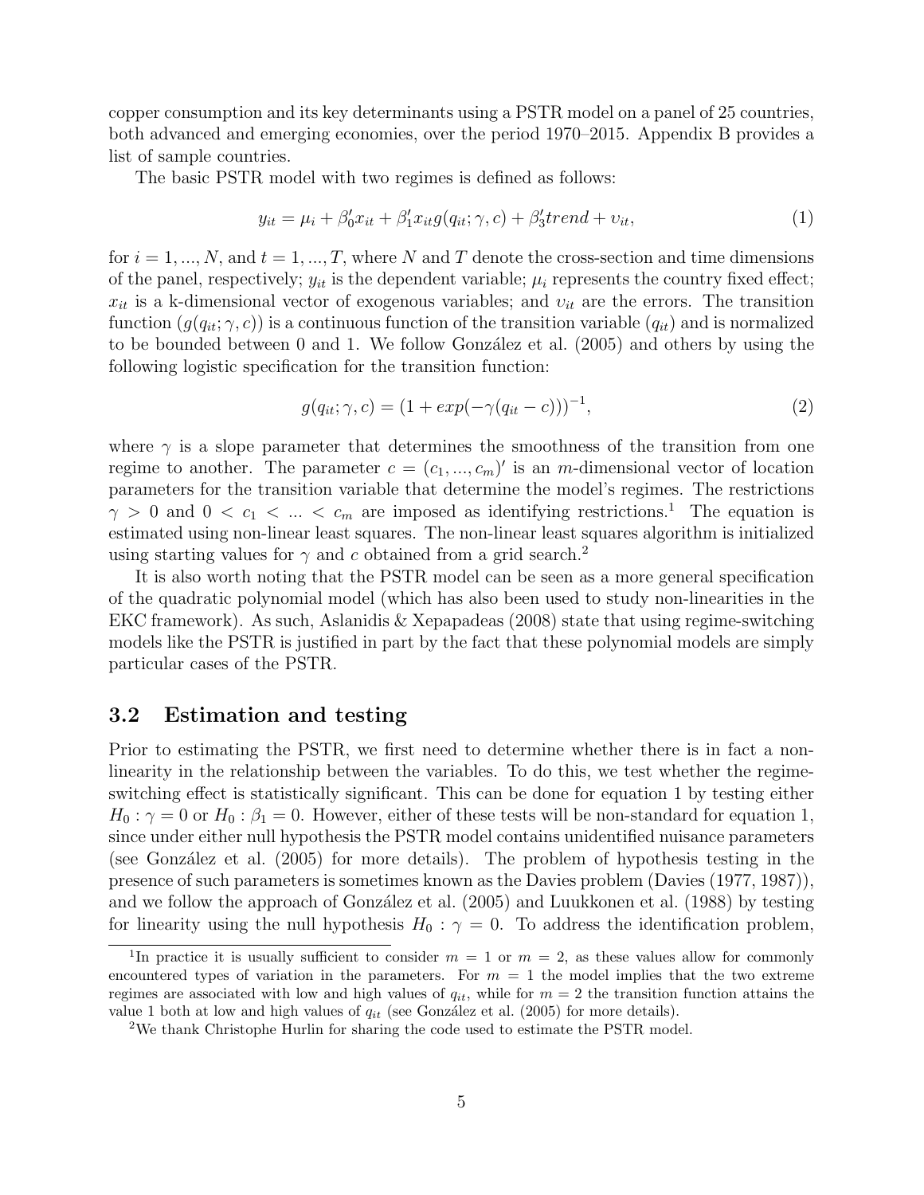copper consumption and its key determinants using a PSTR model on a panel of 25 countries, both advanced and emerging economies, over the period 1970–2015. Appendix B provides a list of sample countries.

The basic PSTR model with two regimes is defined as follows:

$$y_{it} = \mu_i + \beta_0' x_{it} + \beta_1' x_{it} g(q_{it}; \gamma, c) + \beta_3' trend + \upsilon_{it}, \tag{1}$$

for $i = 1, ..., N$, and $t = 1, ..., T$, where $N$ and $T$ denote the cross-section and time dimensions of the panel, respectively; $y_{it}$ is the dependent variable; $\mu_i$ represents the country fixed effect; $x_{it}$ is a k-dimensional vector of exogenous variables; and $\upsilon_{it}$ are the errors. The transition function ($g(q_{it}; \gamma, c)$) is a continuous function of the transition variable ($q_{it}$) and is normalized to be bounded between 0 and 1. We follow González et al. (2005) and others by using the following logistic specification for the transition function:

$$g(q_{it}; \gamma, c) = (1 + exp(-\gamma(q_{it} - c)))^{-1}, \tag{2}$$

where $\gamma$ is a slope parameter that determines the smoothness of the transition from one regime to another. The parameter $c = (c_1, ..., c_m)'$ is an $m$-dimensional vector of location parameters for the transition variable that determine the model's regimes. The restrictions $\gamma > 0$ and $0 < c_1 < ... < c_m$ are imposed as identifying restrictions.[1] The equation is estimated using non-linear least squares. The non-linear least squares algorithm is initialized using starting values for $\gamma$ and $c$ obtained from a grid search.[2]

It is also worth noting that the PSTR model can be seen as a more general specification of the quadratic polynomial model (which has also been used to study non-linearities in the EKC framework). As such, Aslanidis & Xepapadeas (2008) state that using regime-switching models like the PSTR is justified in part by the fact that these polynomial models are simply particular cases of the PSTR.

### 3.2 Estimation and testing

Prior to estimating the PSTR, we first need to determine whether there is in fact a non-linearity in the relationship between the variables. To do this, we test whether the regime-switching effect is statistically significant. This can be done for equation 1 by testing either $H_0 : \gamma = 0$ or $H_0 : \beta_1 = 0$. However, either of these tests will be non-standard for equation 1, since under either null hypothesis the PSTR model contains unidentified nuisance parameters (see González et al. (2005) for more details). The problem of hypothesis testing in the presence of such parameters is sometimes known as the Davies problem (Davies (1977, 1987)), and we follow the approach of González et al. (2005) and Luukkonen et al. (1988) by testing for linearity using the null hypothesis $H_0 : \gamma = 0$. To address the identification problem,

[1] In practice it is usually sufficient to consider $m = 1$ or $m = 2$, as these values allow for commonly encountered types of variation in the parameters. For $m = 1$ the model implies that the two extreme regimes are associated with low and high values of $q_{it}$, while for $m = 2$ the transition function attains the value 1 both at low and high values of $q_{it}$ (see González et al. (2005) for more details).

[2] We thank Christophe Hurlin for sharing the code used to estimate the PSTR model.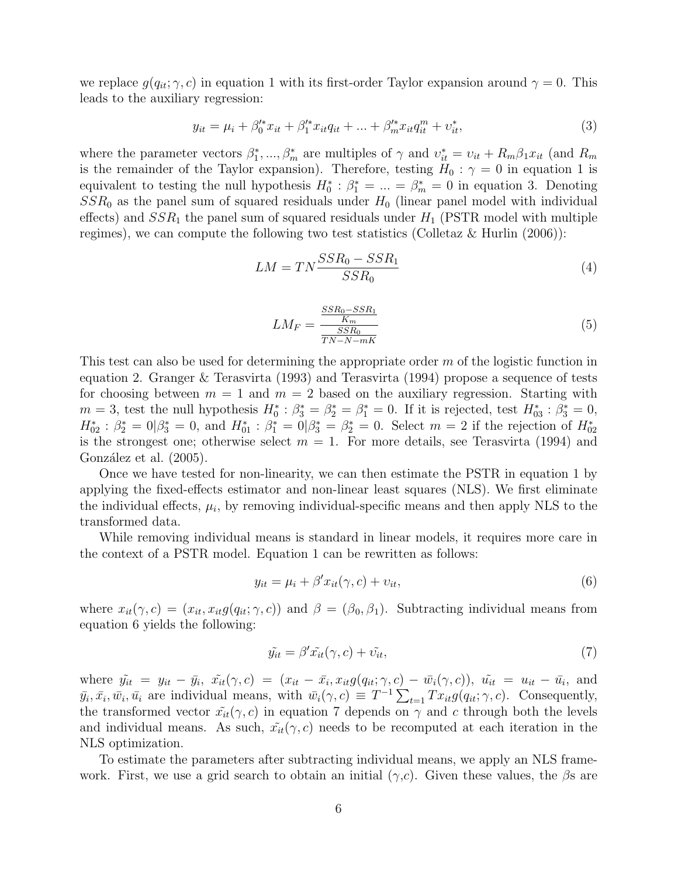we replace $g(q_{it}; \gamma, c)$ in equation 1 with its first-order Taylor expansion around $\gamma = 0$. This leads to the auxiliary regression:

$$y_{it} = \mu_i + \beta_0'^{*} x_{it} + \beta_1'^{*} x_{it} q_{it} + ... + \beta_m'^{*} x_{it} q_{it}^m + \upsilon_{it}^*, \tag{3}$$

where the parameter vectors $\beta_1^*, ..., \beta_m^*$ are multiples of $\gamma$ and $\upsilon_{it}^* = \upsilon_{it} + R_m \beta_1 x_{it}$ (and $R_m$ is the remainder of the Taylor expansion). Therefore, testing $H_0 : \gamma = 0$ in equation 1 is equivalent to testing the null hypothesis $H_0^* : \beta_1^* = ... = \beta_m^* = 0$ in equation 3. Denoting $SSR_0$ as the panel sum of squared residuals under $H_0$ (linear panel model with individual effects) and $SSR_1$ the panel sum of squared residuals under $H_1$ (PSTR model with multiple regimes), we can compute the following two test statistics (Colletaz & Hurlin (2006)):

$$LM = TN \frac{SSR_0 - SSR_1}{SSR_0} \tag{4}$$

$$LM_F = \frac{\frac{SSR_0 - SSR_1}{K_m}}{\frac{SSR_0}{TN - N - mK}} \tag{5}$$

This test can also be used for determining the appropriate order $m$ of the logistic function in equation 2. Granger & Terasvirta (1993) and Terasvirta (1994) propose a sequence of tests for choosing between $m = 1$ and $m = 2$ based on the auxiliary regression. Starting with $m = 3$, test the null hypothesis $H_0^* : \beta_3^* = \beta_2^* = \beta_1^* = 0$. If it is rejected, test $H_{03}^* : \beta_3^* = 0$, $H_{02}^* : \beta_2^* = 0 | \beta_3^* = 0$, and $H_{01}^* : \beta_1^* = 0 | \beta_3^* = \beta_2^* = 0$. Select $m = 2$ if the rejection of $H_{02}^*$ is the strongest one; otherwise select $m = 1$. For more details, see Terasvirta (1994) and González et al. (2005).

Once we have tested for non-linearity, we can then estimate the PSTR in equation 1 by applying the fixed-effects estimator and non-linear least squares (NLS). We first eliminate the individual effects, $\mu_i$, by removing individual-specific means and then apply NLS to the transformed data.

While removing individual means is standard in linear models, it requires more care in the context of a PSTR model. Equation 1 can be rewritten as follows:

$$y_{it} = \mu_i + \beta' x_{it}(\gamma, c) + \upsilon_{it}, \tag{6}$$

where $x_{it}(\gamma, c) = (x_{it}, x_{it} g(q_{it}; \gamma, c))$ and $\beta = (\beta_0, \beta_1)$. Subtracting individual means from equation 6 yields the following:

$$\tilde{y_{it}} = \beta' \tilde{x_{it}}(\gamma, c) + \tilde{\upsilon_{it}}, \tag{7}$$

where $\tilde{y_{it}} = y_{it} - \bar{y_i}$, $\tilde{x_{it}}(\gamma, c) = (x_{it} - \bar{x_i}, x_{it} g(q_{it}; \gamma, c) - \bar{w_i}(\gamma, c))$, $\tilde{u_{it}} = u_{it} - \bar{u_i}$, and $\bar{y_i}, \bar{x_i}, \bar{w_i}, \bar{u_i}$ are individual means, with $\bar{w_i}(\gamma, c) \equiv T^{-1} \sum_{t=1} T x_{it} g(q_{it}; \gamma, c)$. Consequently, the transformed vector $\tilde{x_{it}}(\gamma, c)$ in equation 7 depends on $\gamma$ and $c$ through both the levels and individual means. As such, $\tilde{x_{it}}(\gamma, c)$ needs to be recomputed at each iteration in the NLS optimization.

To estimate the parameters after subtracting individual means, we apply an NLS framework. First, we use a grid search to obtain an initial ($\gamma$,$c$). Given these values, the $\beta$s are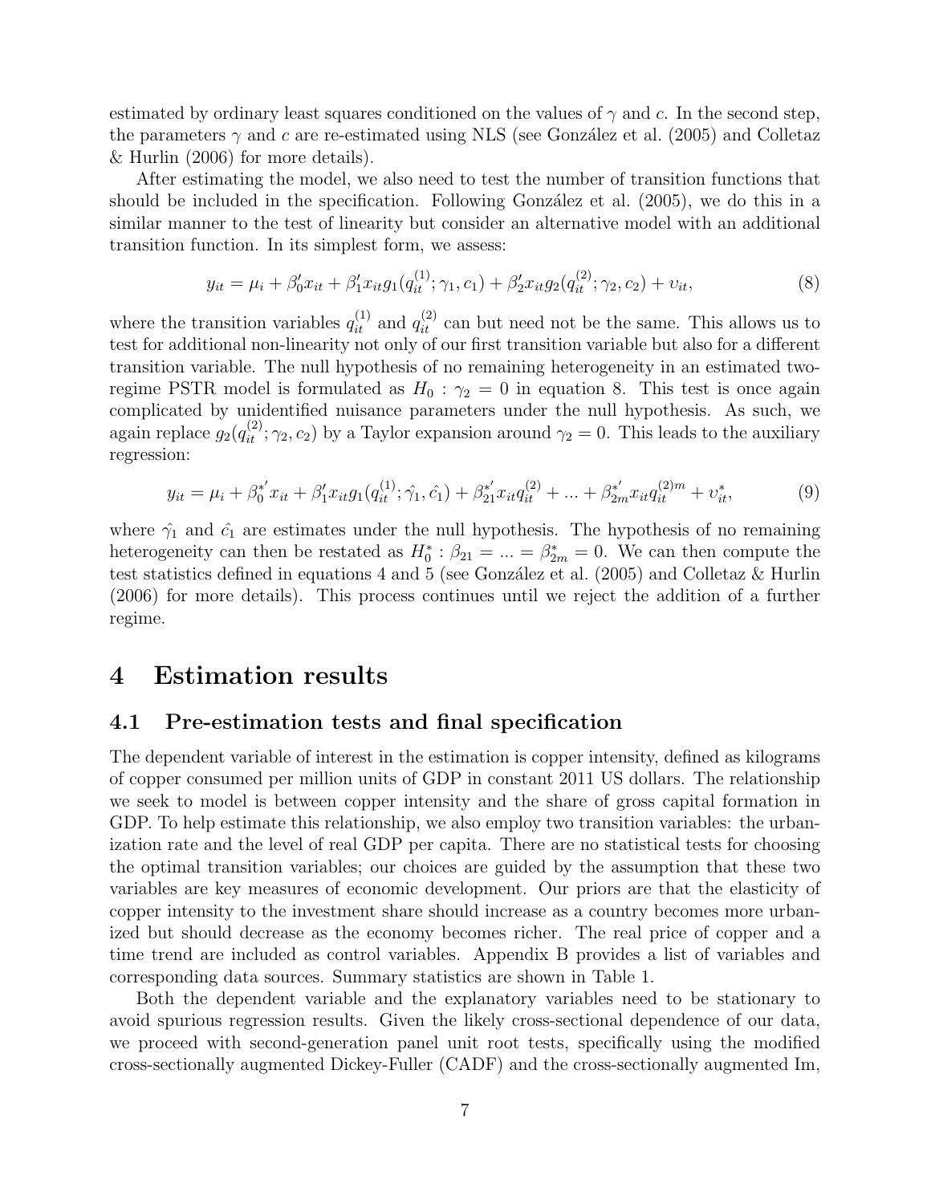estimated by ordinary least squares conditioned on the values of $\gamma$ and $c$. In the second step, the parameters $\gamma$ and $c$ are re-estimated using NLS (see González et al. (2005) and Colletaz & Hurlin (2006) for more details).

After estimating the model, we also need to test the number of transition functions that should be included in the specification. Following González et al. (2005), we do this in a similar manner to the test of linearity but consider an alternative model with an additional transition function. In its simplest form, we assess:

$$y_{it} = \mu_i + \beta_0' x_{it} + \beta_1' x_{it} g_1(q_{it}^{(1)}; \gamma_1, c_1) + \beta_2' x_{it} g_2(q_{it}^{(2)}; \gamma_2, c_2) + \upsilon_{it}, \tag{8}$$

where the transition variables $q_{it}^{(1)}$ and $q_{it}^{(2)}$ can but need not be the same. This allows us to test for additional non-linearity not only of our first transition variable but also for a different transition variable. The null hypothesis of no remaining heterogeneity in an estimated two-regime PSTR model is formulated as $H_0 : \gamma_2 = 0$ in equation 8. This test is once again complicated by unidentified nuisance parameters under the null hypothesis. As such, we again replace $g_2(q_{it}^{(2)}; \gamma_2, c_2)$ by a Taylor expansion around $\gamma_2 = 0$. This leads to the auxiliary regression:

$$y_{it} = \mu_i + \beta_0^{*'} x_{it} + \beta_1' x_{it} g_1(q_{it}^{(1)}; \hat{\gamma_1}, \hat{c_1}) + \beta_{21}^{*'} x_{it} q_{it}^{(2)} + ... + \beta_{2m}^{*'} x_{it} q_{it}^{(2)m} + \upsilon_{it}^*, \tag{9}$$

where $\hat{\gamma_1}$ and $\hat{c_1}$ are estimates under the null hypothesis. The hypothesis of no remaining heterogeneity can then be restated as $H_0^* : \beta_{21} = ... = \beta_{2m}^* = 0$. We can then compute the test statistics defined in equations 4 and 5 (see González et al. (2005) and Colletaz & Hurlin (2006) for more details). This process continues until we reject the addition of a further regime.

# 4 Estimation results

## 4.1 Pre-estimation tests and final specification

The dependent variable of interest in the estimation is copper intensity, defined as kilograms of copper consumed per million units of GDP in constant 2011 US dollars. The relationship we seek to model is between copper intensity and the share of gross capital formation in GDP. To help estimate this relationship, we also employ two transition variables: the urbanization rate and the level of real GDP per capita. There are no statistical tests for choosing the optimal transition variables; our choices are guided by the assumption that these two variables are key measures of economic development. Our priors are that the elasticity of copper intensity to the investment share should increase as a country becomes more urbanized but should decrease as the economy becomes richer. The real price of copper and a time trend are included as control variables. Appendix B provides a list of variables and corresponding data sources. Summary statistics are shown in Table 1.

Both the dependent variable and the explanatory variables need to be stationary to avoid spurious regression results. Given the likely cross-sectional dependence of our data, we proceed with second-generation panel unit root tests, specifically using the modified cross-sectionally augmented Dickey-Fuller (CADF) and the cross-sectionally augmented Im,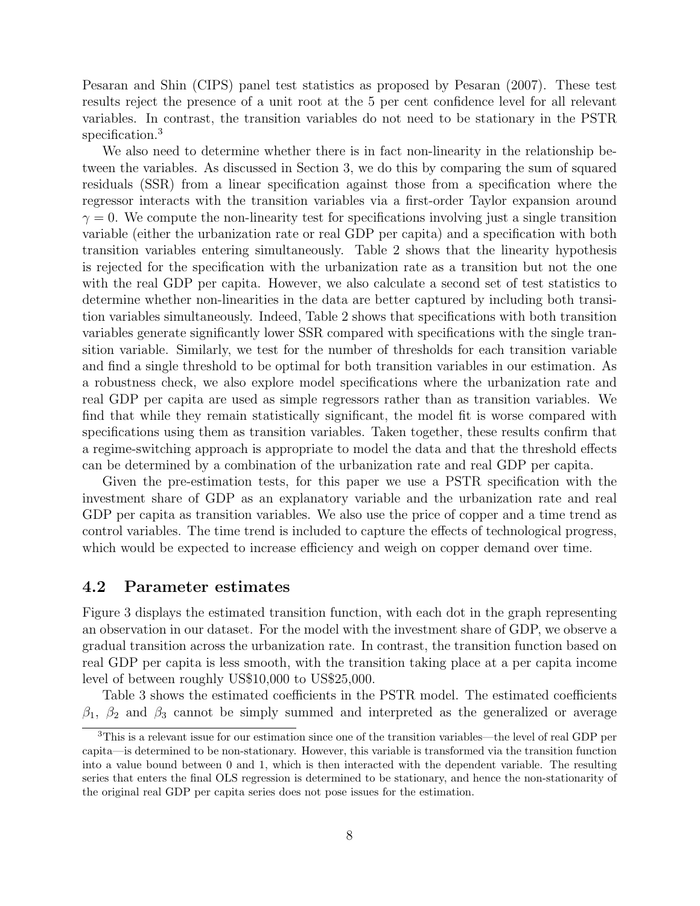Pesaran and Shin (CIPS) panel test statistics as proposed by Pesaran (2007). These test results reject the presence of a unit root at the 5 per cent confidence level for all relevant variables. In contrast, the transition variables do not need to be stationary in the PSTR specification.[3]

We also need to determine whether there is in fact non-linearity in the relationship between the variables. As discussed in Section 3, we do this by comparing the sum of squared residuals (SSR) from a linear specification against those from a specification where the regressor interacts with the transition variables via a first-order Taylor expansion around $\gamma = 0$. We compute the non-linearity test for specifications involving just a single transition variable (either the urbanization rate or real GDP per capita) and a specification with both transition variables entering simultaneously. Table 2 shows that the linearity hypothesis is rejected for the specification with the urbanization rate as a transition but not the one with the real GDP per capita. However, we also calculate a second set of test statistics to determine whether non-linearities in the data are better captured by including both transition variables simultaneously. Indeed, Table 2 shows that specifications with both transition variables generate significantly lower SSR compared with specifications with the single transition variable. Similarly, we test for the number of thresholds for each transition variable and find a single threshold to be optimal for both transition variables in our estimation. As a robustness check, we also explore model specifications where the urbanization rate and real GDP per capita are used as simple regressors rather than as transition variables. We find that while they remain statistically significant, the model fit is worse compared with specifications using them as transition variables. Taken together, these results confirm that a regime-switching approach is appropriate to model the data and that the threshold effects can be determined by a combination of the urbanization rate and real GDP per capita.

Given the pre-estimation tests, for this paper we use a PSTR specification with the investment share of GDP as an explanatory variable and the urbanization rate and real GDP per capita as transition variables. We also use the price of copper and a time trend as control variables. The time trend is included to capture the effects of technological progress, which would be expected to increase efficiency and weigh on copper demand over time.

## 4.2 Parameter estimates

Figure 3 displays the estimated transition function, with each dot in the graph representing an observation in our dataset. For the model with the investment share of GDP, we observe a gradual transition across the urbanization rate. In contrast, the transition function based on real GDP per capita is less smooth, with the transition taking place at a per capita income level of between roughly US$10,000 to US$25,000.

Table 3 shows the estimated coefficients in the PSTR model. The estimated coefficients $\beta_1$, $\beta_2$ and $\beta_3$ cannot be simply summed and interpreted as the generalized or average

[3] This is a relevant issue for our estimation since one of the transition variables—the level of real GDP per capita—is determined to be non-stationary. However, this variable is transformed via the transition function into a value bound between 0 and 1, which is then interacted with the dependent variable. The resulting series that enters the final OLS regression is determined to be stationary, and hence the non-stationarity of the original real GDP per capita series does not pose issues for the estimation.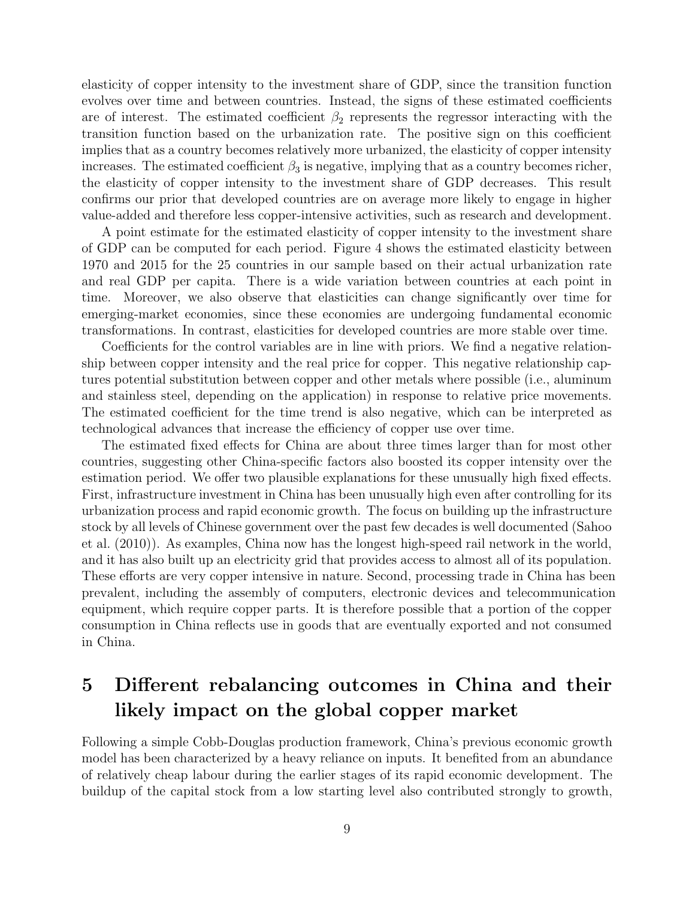elasticity of copper intensity to the investment share of GDP, since the transition function evolves over time and between countries. Instead, the signs of these estimated coefficients are of interest. The estimated coefficient $\beta_2$ represents the regressor interacting with the transition function based on the urbanization rate. The positive sign on this coefficient implies that as a country becomes relatively more urbanized, the elasticity of copper intensity increases. The estimated coefficient $\beta_3$ is negative, implying that as a country becomes richer, the elasticity of copper intensity to the investment share of GDP decreases. This result confirms our prior that developed countries are on average more likely to engage in higher value-added and therefore less copper-intensive activities, such as research and development.

A point estimate for the estimated elasticity of copper intensity to the investment share of GDP can be computed for each period. Figure 4 shows the estimated elasticity between 1970 and 2015 for the 25 countries in our sample based on their actual urbanization rate and real GDP per capita. There is a wide variation between countries at each point in time. Moreover, we also observe that elasticities can change significantly over time for emerging-market economies, since these economies are undergoing fundamental economic transformations. In contrast, elasticities for developed countries are more stable over time.

Coefficients for the control variables are in line with priors. We find a negative relationship between copper intensity and the real price for copper. This negative relationship captures potential substitution between copper and other metals where possible (i.e., aluminum and stainless steel, depending on the application) in response to relative price movements. The estimated coefficient for the time trend is also negative, which can be interpreted as technological advances that increase the efficiency of copper use over time.

The estimated fixed effects for China are about three times larger than for most other countries, suggesting other China-specific factors also boosted its copper intensity over the estimation period. We offer two plausible explanations for these unusually high fixed effects. First, infrastructure investment in China has been unusually high even after controlling for its urbanization process and rapid economic growth. The focus on building up the infrastructure stock by all levels of Chinese government over the past few decades is well documented (Sahoo et al. (2010)). As examples, China now has the longest high-speed rail network in the world, and it has also built up an electricity grid that provides access to almost all of its population. These efforts are very copper intensive in nature. Second, processing trade in China has been prevalent, including the assembly of computers, electronic devices and telecommunication equipment, which require copper parts. It is therefore possible that a portion of the copper consumption in China reflects use in goods that are eventually exported and not consumed in China.

# 5 Different rebalancing outcomes in China and their likely impact on the global copper market

Following a simple Cobb-Douglas production framework, China's previous economic growth model has been characterized by a heavy reliance on inputs. It benefited from an abundance of relatively cheap labour during the earlier stages of its rapid economic development. The buildup of the capital stock from a low starting level also contributed strongly to growth,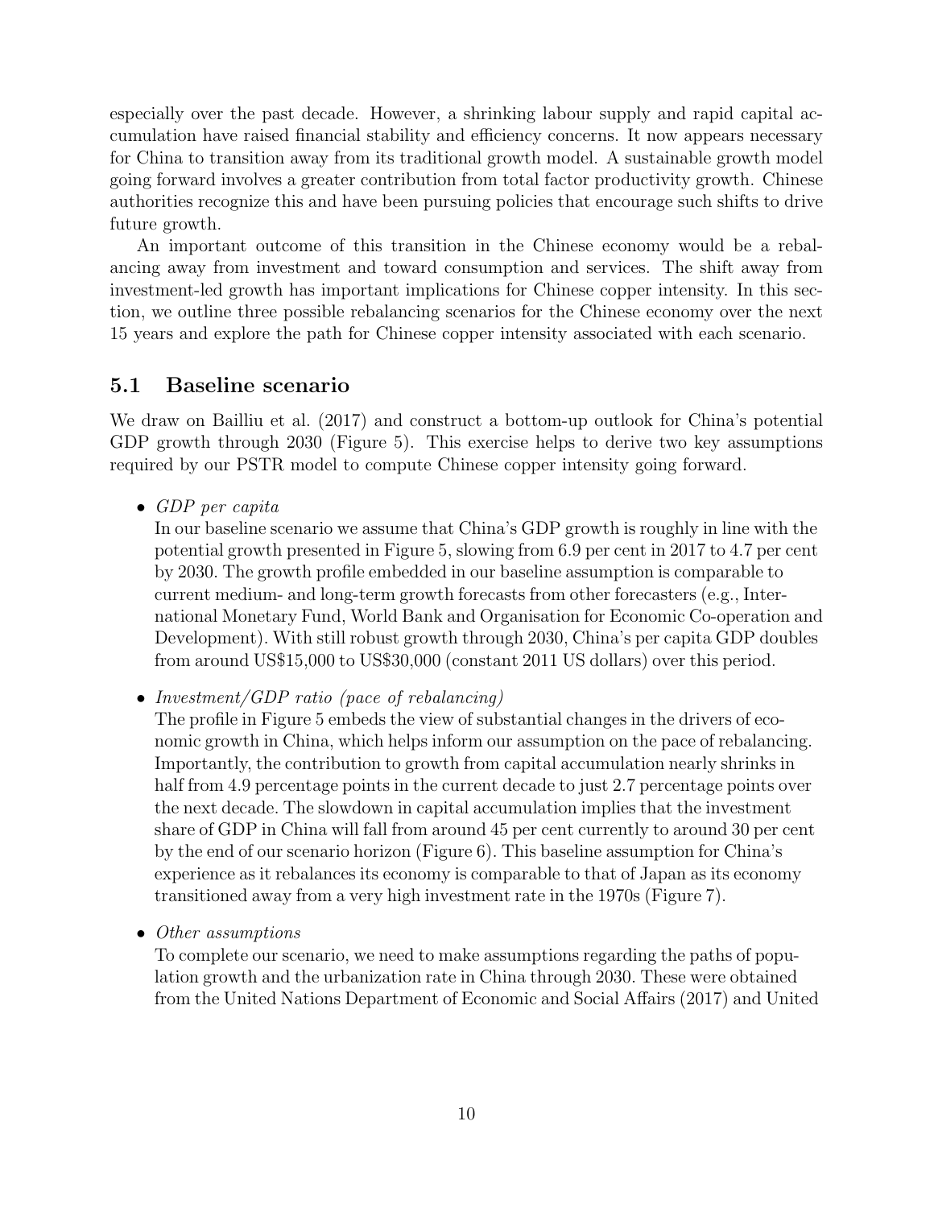especially over the past decade. However, a shrinking labour supply and rapid capital accumulation have raised financial stability and efficiency concerns. It now appears necessary for China to transition away from its traditional growth model. A sustainable growth model going forward involves a greater contribution from total factor productivity growth. Chinese authorities recognize this and have been pursuing policies that encourage such shifts to drive future growth.

An important outcome of this transition in the Chinese economy would be a rebalancing away from investment and toward consumption and services. The shift away from investment-led growth has important implications for Chinese copper intensity. In this section, we outline three possible rebalancing scenarios for the Chinese economy over the next 15 years and explore the path for Chinese copper intensity associated with each scenario.

## 5.1 Baseline scenario

We draw on Bailliu et al. (2017) and construct a bottom-up outlook for China's potential GDP growth through 2030 (Figure 5). This exercise helps to derive two key assumptions required by our PSTR model to compute Chinese copper intensity going forward.

- *GDP per capita*
  In our baseline scenario we assume that China's GDP growth is roughly in line with the potential growth presented in Figure 5, slowing from 6.9 per cent in 2017 to 4.7 per cent by 2030. The growth profile embedded in our baseline assumption is comparable to current medium- and long-term growth forecasts from other forecasters (e.g., International Monetary Fund, World Bank and Organisation for Economic Co-operation and Development). With still robust growth through 2030, China's per capita GDP doubles from around US$15,000 to US$30,000 (constant 2011 US dollars) over this period.

- *Investment/GDP ratio (pace of rebalancing)*
  The profile in Figure 5 embeds the view of substantial changes in the drivers of economic growth in China, which helps inform our assumption on the pace of rebalancing. Importantly, the contribution to growth from capital accumulation nearly shrinks in half from 4.9 percentage points in the current decade to just 2.7 percentage points over the next decade. The slowdown in capital accumulation implies that the investment share of GDP in China will fall from around 45 per cent currently to around 30 per cent by the end of our scenario horizon (Figure 6). This baseline assumption for China's experience as it rebalances its economy is comparable to that of Japan as its economy transitioned away from a very high investment rate in the 1970s (Figure 7).

- *Other assumptions*
  To complete our scenario, we need to make assumptions regarding the paths of population growth and the urbanization rate in China through 2030. These were obtained from the United Nations Department of Economic and Social Affairs (2017) and United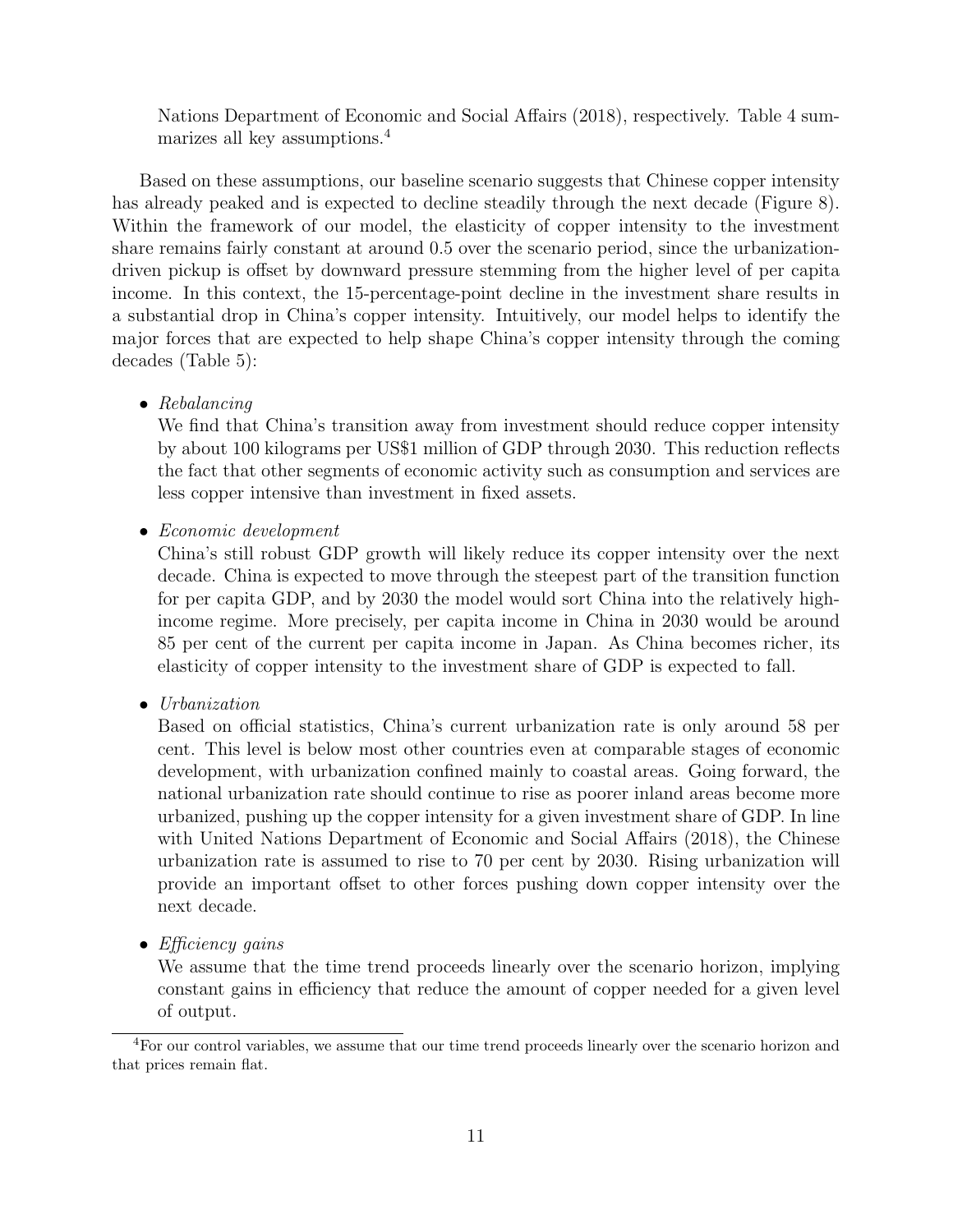Nations Department of Economic and Social Affairs (2018), respectively. Table 4 summarizes all key assumptions.[4]

Based on these assumptions, our baseline scenario suggests that Chinese copper intensity has already peaked and is expected to decline steadily through the next decade (Figure 8). Within the framework of our model, the elasticity of copper intensity to the investment share remains fairly constant at around 0.5 over the scenario period, since the urbanization-driven pickup is offset by downward pressure stemming from the higher level of per capita income. In this context, the 15-percentage-point decline in the investment share results in a substantial drop in China's copper intensity. Intuitively, our model helps to identify the major forces that are expected to help shape China's copper intensity through the coming decades (Table 5):

- *Rebalancing*
  We find that China's transition away from investment should reduce copper intensity by about 100 kilograms per US$1 million of GDP through 2030. This reduction reflects the fact that other segments of economic activity such as consumption and services are less copper intensive than investment in fixed assets.

- *Economic development*
  China's still robust GDP growth will likely reduce its copper intensity over the next decade. China is expected to move through the steepest part of the transition function for per capita GDP, and by 2030 the model would sort China into the relatively high-income regime. More precisely, per capita income in China in 2030 would be around 85 per cent of the current per capita income in Japan. As China becomes richer, its elasticity of copper intensity to the investment share of GDP is expected to fall.

- *Urbanization*
  Based on official statistics, China's current urbanization rate is only around 58 per cent. This level is below most other countries even at comparable stages of economic development, with urbanization confined mainly to coastal areas. Going forward, the national urbanization rate should continue to rise as poorer inland areas become more urbanized, pushing up the copper intensity for a given investment share of GDP. In line with United Nations Department of Economic and Social Affairs (2018), the Chinese urbanization rate is assumed to rise to 70 per cent by 2030. Rising urbanization will provide an important offset to other forces pushing down copper intensity over the next decade.

- *Efficiency gains*
  We assume that the time trend proceeds linearly over the scenario horizon, implying constant gains in efficiency that reduce the amount of copper needed for a given level of output.

[4] For our control variables, we assume that our time trend proceeds linearly over the scenario horizon and that prices remain flat.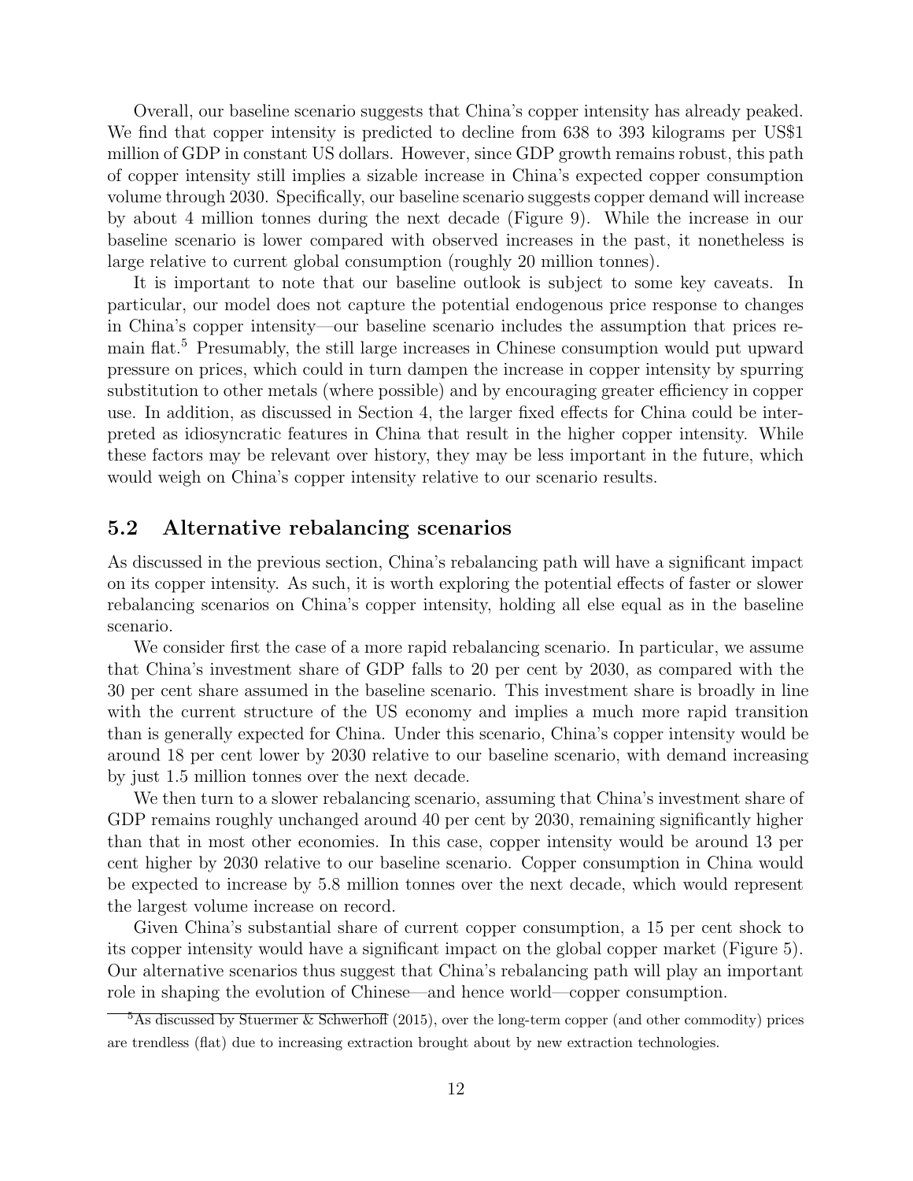Overall, our baseline scenario suggests that China's copper intensity has already peaked. We find that copper intensity is predicted to decline from 638 to 393 kilograms per US$1 million of GDP in constant US dollars. However, since GDP growth remains robust, this path of copper intensity still implies a sizable increase in China's expected copper consumption volume through 2030. Specifically, our baseline scenario suggests copper demand will increase by about 4 million tonnes during the next decade (Figure 9). While the increase in our baseline scenario is lower compared with observed increases in the past, it nonetheless is large relative to current global consumption (roughly 20 million tonnes).

It is important to note that our baseline outlook is subject to some key caveats. In particular, our model does not capture the potential endogenous price response to changes in China's copper intensity—our baseline scenario includes the assumption that prices remain flat.[5] Presumably, the still large increases in Chinese consumption would put upward pressure on prices, which could in turn dampen the increase in copper intensity by spurring substitution to other metals (where possible) and by encouraging greater efficiency in copper use. In addition, as discussed in Section 4, the larger fixed effects for China could be interpreted as idiosyncratic features in China that result in the higher copper intensity. While these factors may be relevant over history, they may be less important in the future, which would weigh on China's copper intensity relative to our scenario results.

## 5.2 Alternative rebalancing scenarios

As discussed in the previous section, China's rebalancing path will have a significant impact on its copper intensity. As such, it is worth exploring the potential effects of faster or slower rebalancing scenarios on China's copper intensity, holding all else equal as in the baseline scenario.

We consider first the case of a more rapid rebalancing scenario. In particular, we assume that China's investment share of GDP falls to 20 per cent by 2030, as compared with the 30 per cent share assumed in the baseline scenario. This investment share is broadly in line with the current structure of the US economy and implies a much more rapid transition than is generally expected for China. Under this scenario, China's copper intensity would be around 18 per cent lower by 2030 relative to our baseline scenario, with demand increasing by just 1.5 million tonnes over the next decade.

We then turn to a slower rebalancing scenario, assuming that China's investment share of GDP remains roughly unchanged around 40 per cent by 2030, remaining significantly higher than that in most other economies. In this case, copper intensity would be around 13 per cent higher by 2030 relative to our baseline scenario. Copper consumption in China would be expected to increase by 5.8 million tonnes over the next decade, which would represent the largest volume increase on record.

Given China's substantial share of current copper consumption, a 15 per cent shock to its copper intensity would have a significant impact on the global copper market (Figure 5). Our alternative scenarios thus suggest that China's rebalancing path will play an important role in shaping the evolution of Chinese—and hence world—copper consumption.

[5] As discussed by Stuermer & Schwerhoff (2015), over the long-term copper (and other commodity) prices are trendless (flat) due to increasing extraction brought about by new extraction technologies.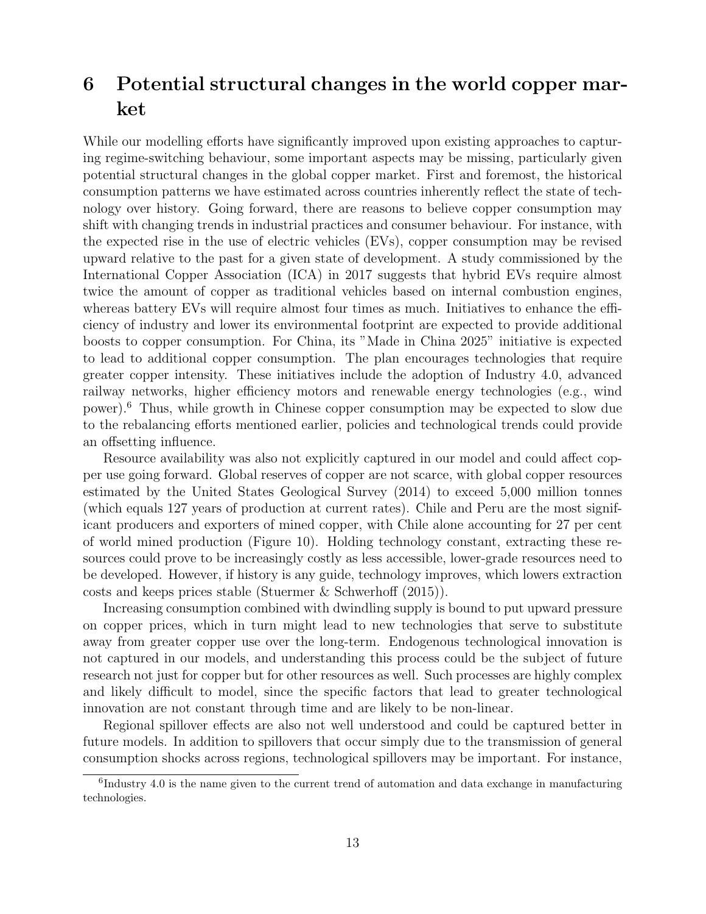# 6 Potential structural changes in the world copper market

While our modelling efforts have significantly improved upon existing approaches to capturing regime-switching behaviour, some important aspects may be missing, particularly given potential structural changes in the global copper market. First and foremost, the historical consumption patterns we have estimated across countries inherently reflect the state of technology over history. Going forward, there are reasons to believe copper consumption may shift with changing trends in industrial practices and consumer behaviour. For instance, with the expected rise in the use of electric vehicles (EVs), copper consumption may be revised upward relative to the past for a given state of development. A study commissioned by the International Copper Association (ICA) in 2017 suggests that hybrid EVs require almost twice the amount of copper as traditional vehicles based on internal combustion engines, whereas battery EVs will require almost four times as much. Initiatives to enhance the efficiency of industry and lower its environmental footprint are expected to provide additional boosts to copper consumption. For China, its "Made in China 2025" initiative is expected to lead to additional copper consumption. The plan encourages technologies that require greater copper intensity. These initiatives include the adoption of Industry 4.0, advanced railway networks, higher efficiency motors and renewable energy technologies (e.g., wind power).[6] Thus, while growth in Chinese copper consumption may be expected to slow due to the rebalancing efforts mentioned earlier, policies and technological trends could provide an offsetting influence.

Resource availability was also not explicitly captured in our model and could affect copper use going forward. Global reserves of copper are not scarce, with global copper resources estimated by the United States Geological Survey (2014) to exceed 5,000 million tonnes (which equals 127 years of production at current rates). Chile and Peru are the most significant producers and exporters of mined copper, with Chile alone accounting for 27 per cent of world mined production (Figure 10). Holding technology constant, extracting these resources could prove to be increasingly costly as less accessible, lower-grade resources need to be developed. However, if history is any guide, technology improves, which lowers extraction costs and keeps prices stable (Stuermer & Schwerhoff (2015)).

Increasing consumption combined with dwindling supply is bound to put upward pressure on copper prices, which in turn might lead to new technologies that serve to substitute away from greater copper use over the long-term. Endogenous technological innovation is not captured in our models, and understanding this process could be the subject of future research not just for copper but for other resources as well. Such processes are highly complex and likely difficult to model, since the specific factors that lead to greater technological innovation are not constant through time and are likely to be non-linear.

Regional spillover effects are also not well understood and could be captured better in future models. In addition to spillovers that occur simply due to the transmission of general consumption shocks across regions, technological spillovers may be important. For instance,

[6] Industry 4.0 is the name given to the current trend of automation and data exchange in manufacturing technologies.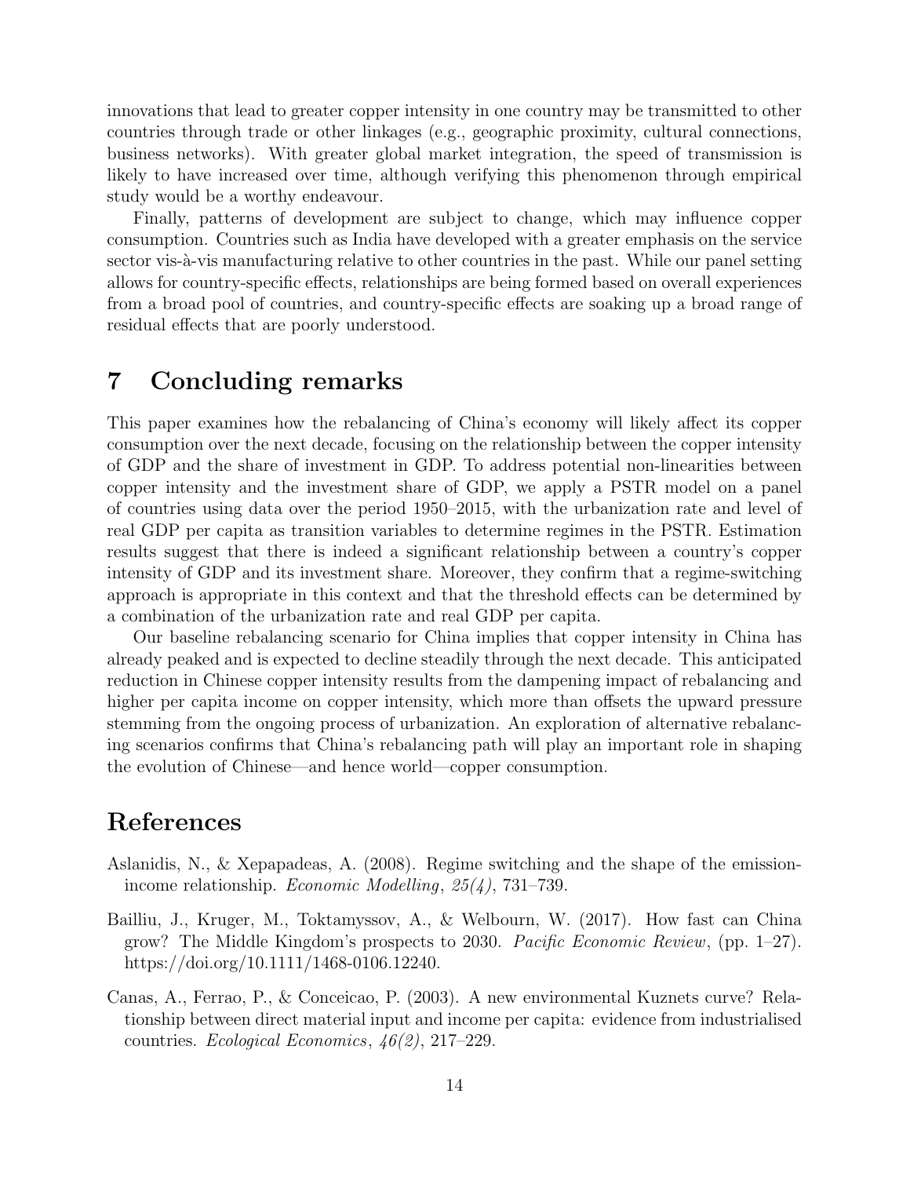innovations that lead to greater copper intensity in one country may be transmitted to other countries through trade or other linkages (e.g., geographic proximity, cultural connections, business networks). With greater global market integration, the speed of transmission is likely to have increased over time, although verifying this phenomenon through empirical study would be a worthy endeavour.

Finally, patterns of development are subject to change, which may influence copper consumption. Countries such as India have developed with a greater emphasis on the service sector vis-à-vis manufacturing relative to other countries in the past. While our panel setting allows for country-specific effects, relationships are being formed based on overall experiences from a broad pool of countries, and country-specific effects are soaking up a broad range of residual effects that are poorly understood.

# 7 Concluding remarks

This paper examines how the rebalancing of China's economy will likely affect its copper consumption over the next decade, focusing on the relationship between the copper intensity of GDP and the share of investment in GDP. To address potential non-linearities between copper intensity and the investment share of GDP, we apply a PSTR model on a panel of countries using data over the period 1950–2015, with the urbanization rate and level of real GDP per capita as transition variables to determine regimes in the PSTR. Estimation results suggest that there is indeed a significant relationship between a country's copper intensity of GDP and its investment share. Moreover, they confirm that a regime-switching approach is appropriate in this context and that the threshold effects can be determined by a combination of the urbanization rate and real GDP per capita.

Our baseline rebalancing scenario for China implies that copper intensity in China has already peaked and is expected to decline steadily through the next decade. This anticipated reduction in Chinese copper intensity results from the dampening impact of rebalancing and higher per capita income on copper intensity, which more than offsets the upward pressure stemming from the ongoing process of urbanization. An exploration of alternative rebalancing scenarios confirms that China's rebalancing path will play an important role in shaping the evolution of Chinese—and hence world—copper consumption.

# References

Aslanidis, N., & Xepapadeas, A. (2008). Regime switching and the shape of the emission-income relationship. *Economic Modelling*, *25(4)*, 731–739.

Bailliu, J., Kruger, M., Toktamyssov, A., & Welbourn, W. (2017). How fast can China grow? The Middle Kingdom's prospects to 2030. *Pacific Economic Review*, (pp. 1–27). https://doi.org/10.1111/1468-0106.12240.

Canas, A., Ferrao, P., & Conceicao, P. (2003). A new environmental Kuznets curve? Relationship between direct material input and income per capita: evidence from industrialised countries. *Ecological Economics*, *46(2)*, 217–229.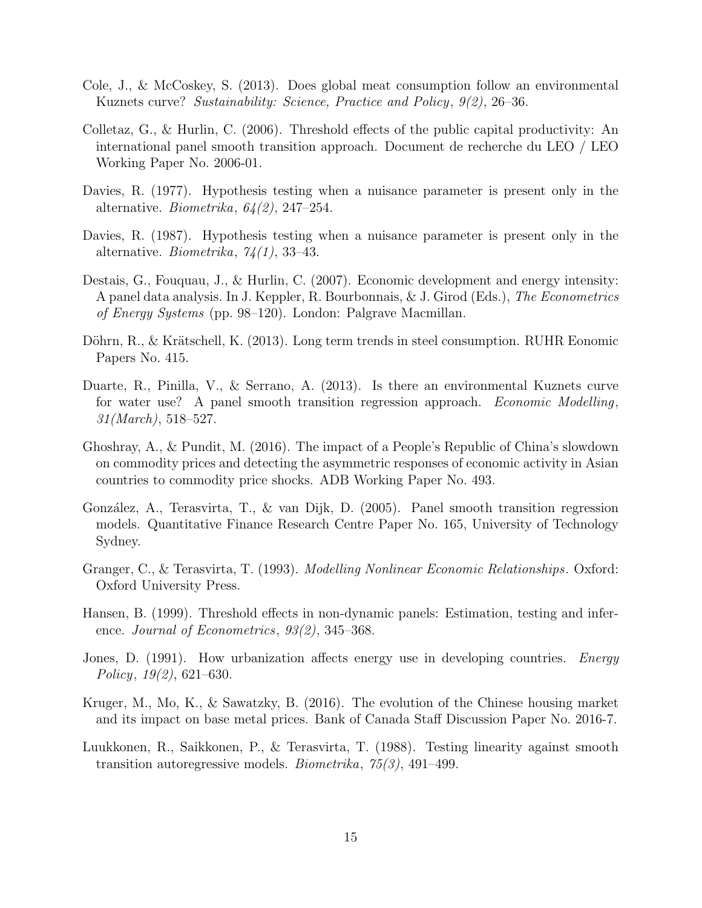Cole, J., & McCoskey, S. (2013). Does global meat consumption follow an environmental Kuznets curve? *Sustainability: Science, Practice and Policy*, *9(2)*, 26–36.

Colletaz, G., & Hurlin, C. (2006). Threshold effects of the public capital productivity: An international panel smooth transition approach. Document de recherche du LEO / LEO Working Paper No. 2006-01.

Davies, R. (1977). Hypothesis testing when a nuisance parameter is present only in the alternative. *Biometrika*, *64(2)*, 247–254.

Davies, R. (1987). Hypothesis testing when a nuisance parameter is present only in the alternative. *Biometrika*, *74(1)*, 33–43.

Destais, G., Fouquau, J., & Hurlin, C. (2007). Economic development and energy intensity: A panel data analysis. In J. Keppler, R. Bourbonnais, & J. Girod (Eds.), *The Econometrics of Energy Systems* (pp. 98–120). London: Palgrave Macmillan.

Döhrn, R., & Krätschell, K. (2013). Long term trends in steel consumption. RUHR Eonomic Papers No. 415.

Duarte, R., Pinilla, V., & Serrano, A. (2013). Is there an environmental Kuznets curve for water use? A panel smooth transition regression approach. *Economic Modelling*, *31(March)*, 518–527.

Ghoshray, A., & Pundit, M. (2016). The impact of a People's Republic of China's slowdown on commodity prices and detecting the asymmetric responses of economic activity in Asian countries to commodity price shocks. ADB Working Paper No. 493.

González, A., Terasvirta, T., & van Dijk, D. (2005). Panel smooth transition regression models. Quantitative Finance Research Centre Paper No. 165, University of Technology Sydney.

Granger, C., & Terasvirta, T. (1993). *Modelling Nonlinear Economic Relationships*. Oxford: Oxford University Press.

Hansen, B. (1999). Threshold effects in non-dynamic panels: Estimation, testing and inference. *Journal of Econometrics*, *93(2)*, 345–368.

Jones, D. (1991). How urbanization affects energy use in developing countries. *Energy Policy*, *19(2)*, 621–630.

Kruger, M., Mo, K., & Sawatzky, B. (2016). The evolution of the Chinese housing market and its impact on base metal prices. Bank of Canada Staff Discussion Paper No. 2016-7.

Luukkonen, R., Saikkonen, P., & Terasvirta, T. (1988). Testing linearity against smooth transition autoregressive models. *Biometrika*, *75(3)*, 491–499.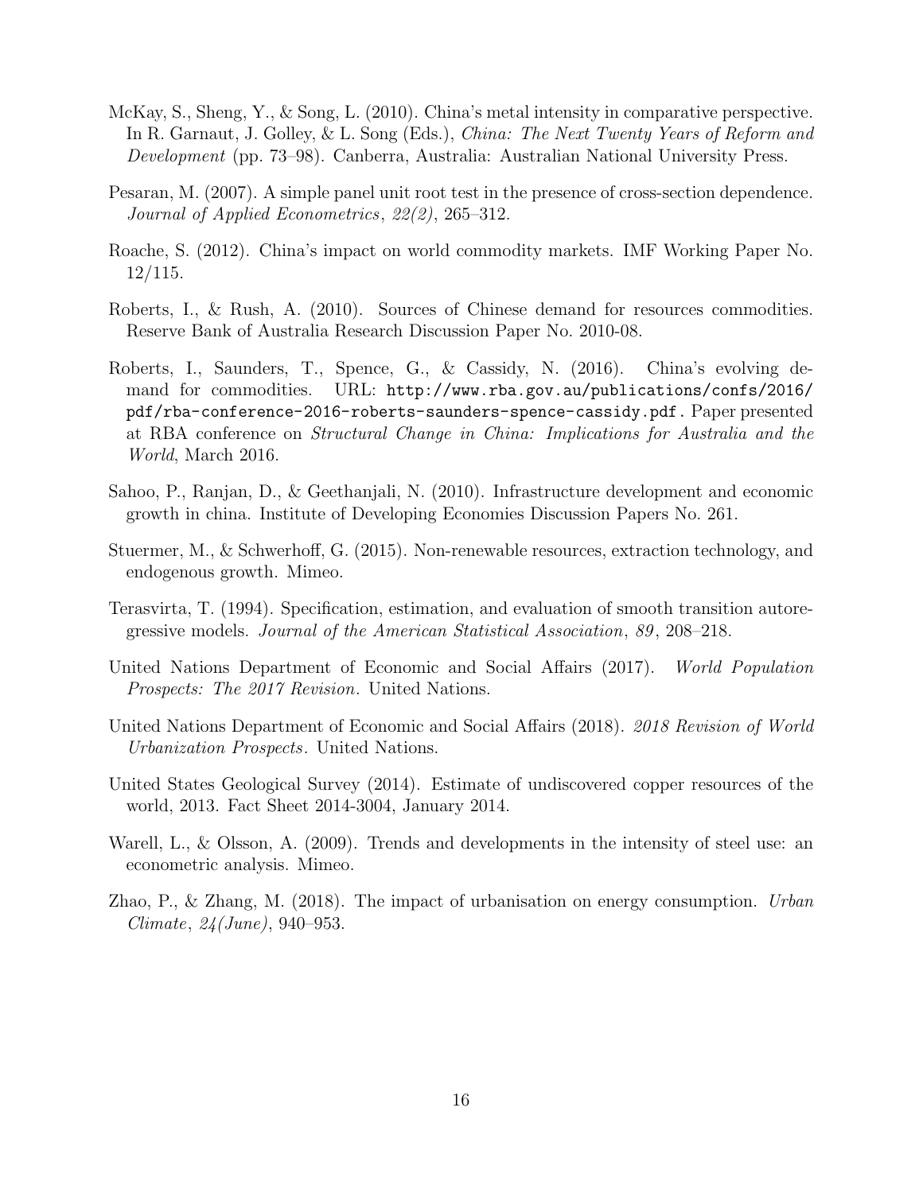McKay, S., Sheng, Y., & Song, L. (2010). China's metal intensity in comparative perspective. In R. Garnaut, J. Golley, & L. Song (Eds.), *China: The Next Twenty Years of Reform and Development* (pp. 73–98). Canberra, Australia: Australian National University Press.

Pesaran, M. (2007). A simple panel unit root test in the presence of cross-section dependence. *Journal of Applied Econometrics*, *22(2)*, 265–312.

Roache, S. (2012). China's impact on world commodity markets. IMF Working Paper No. 12/115.

Roberts, I., & Rush, A. (2010). Sources of Chinese demand for resources commodities. Reserve Bank of Australia Research Discussion Paper No. 2010-08.

Roberts, I., Saunders, T., Spence, G., & Cassidy, N. (2016). China's evolving demand for commodities. URL: `http://www.rba.gov.au/publications/confs/2016/pdf/rba-conference-2016-roberts-saunders-spence-cassidy.pdf`. Paper presented at RBA conference on *Structural Change in China: Implications for Australia and the World*, March 2016.

Sahoo, P., Ranjan, D., & Geethanjali, N. (2010). Infrastructure development and economic growth in china. Institute of Developing Economies Discussion Papers No. 261.

Stuermer, M., & Schwerhoff, G. (2015). Non-renewable resources, extraction technology, and endogenous growth. Mimeo.

Terasvirta, T. (1994). Specification, estimation, and evaluation of smooth transition autoregressive models. *Journal of the American Statistical Association*, *89*, 208–218.

United Nations Department of Economic and Social Affairs (2017). *World Population Prospects: The 2017 Revision*. United Nations.

United Nations Department of Economic and Social Affairs (2018). *2018 Revision of World Urbanization Prospects*. United Nations.

United States Geological Survey (2014). Estimate of undiscovered copper resources of the world, 2013. Fact Sheet 2014-3004, January 2014.

Warell, L., & Olsson, A. (2009). Trends and developments in the intensity of steel use: an econometric analysis. Mimeo.

Zhao, P., & Zhang, M. (2018). The impact of urbanisation on energy consumption. *Urban Climate*, *24(June)*, 940–953.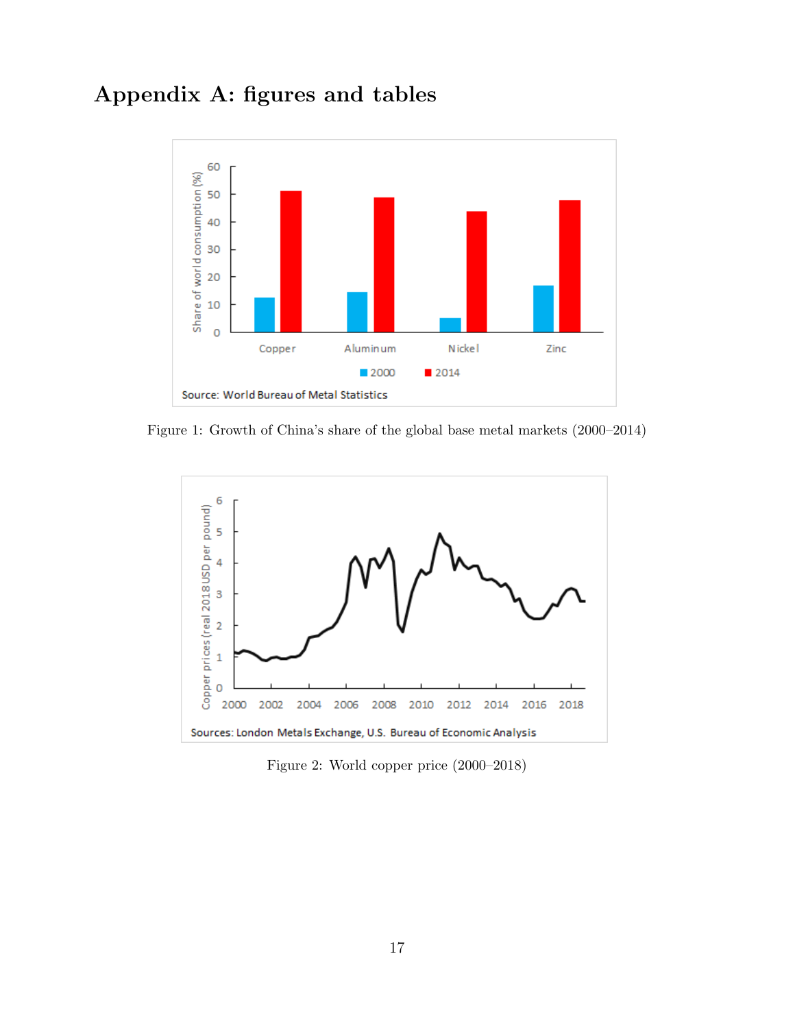# Appendix A: figures and tables

Share of world consumption (%)

60
50
40
30
20
10
0

Copper
Aluminum
Nickel
Zinc

2000
2014

Source: World Bureau of Metal Statistics

Figure 1: Growth of China's share of the global base metal markets (2000–2014)

Copper prices (real 2018 USD per pound)

6
5
4
3
2
1
0

2000
2002
2004
2006
2008
2010
2012
2014
2016
2018

Sources: London Metals Exchange, U.S. Bureau of Economic Analysis

Figure 2: World copper price (2000–2018)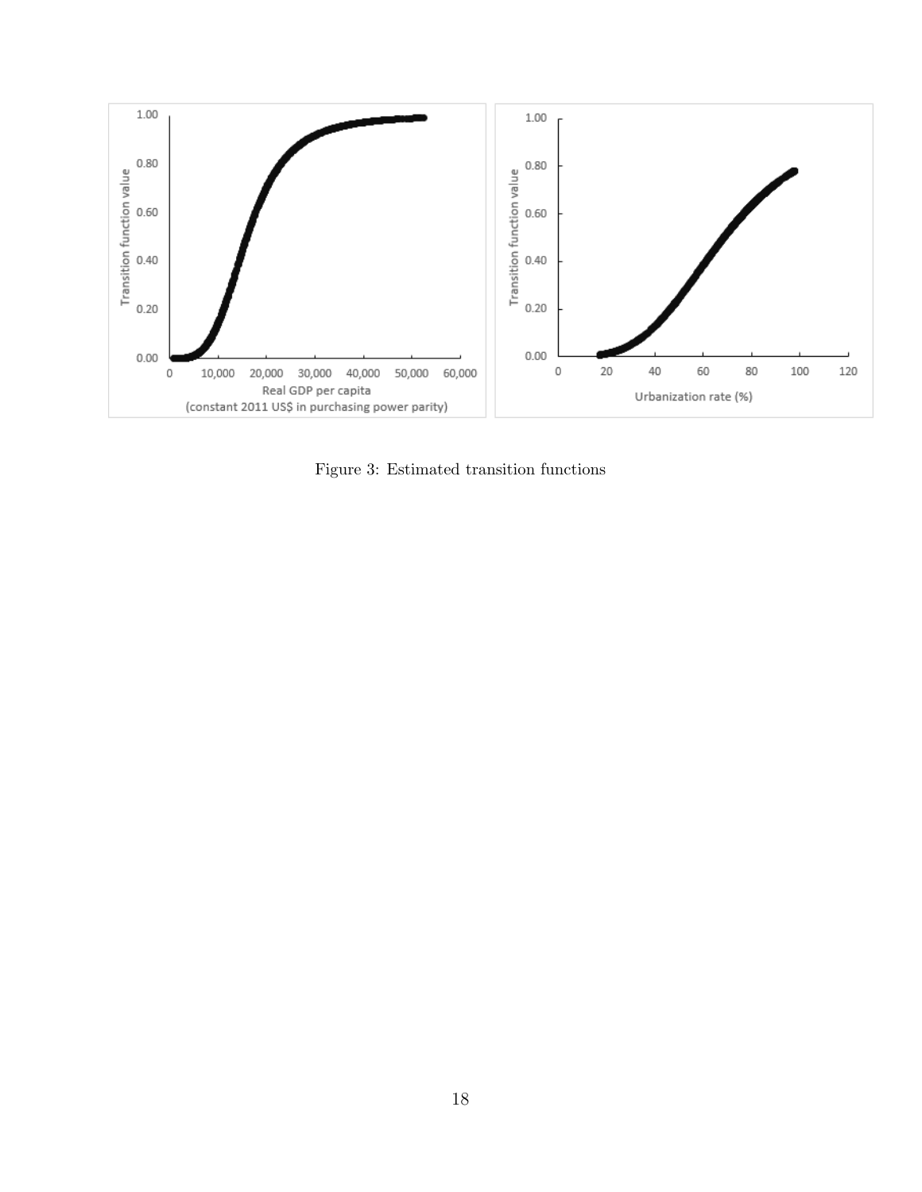1.00

0.80

0.60

0.40

0.20

0.00

Transition function value

0 10,000 20,000 30,000 40,000 50,000 60,000

Real GDP per capita
(constant 2011 US$ in purchasing power parity)

1.00

0.80

0.60

0.40

0.20

0.00

Transition function value

0 20 40 60 80 100 120

Urbanization rate (%)

Figure 3: Estimated transition functions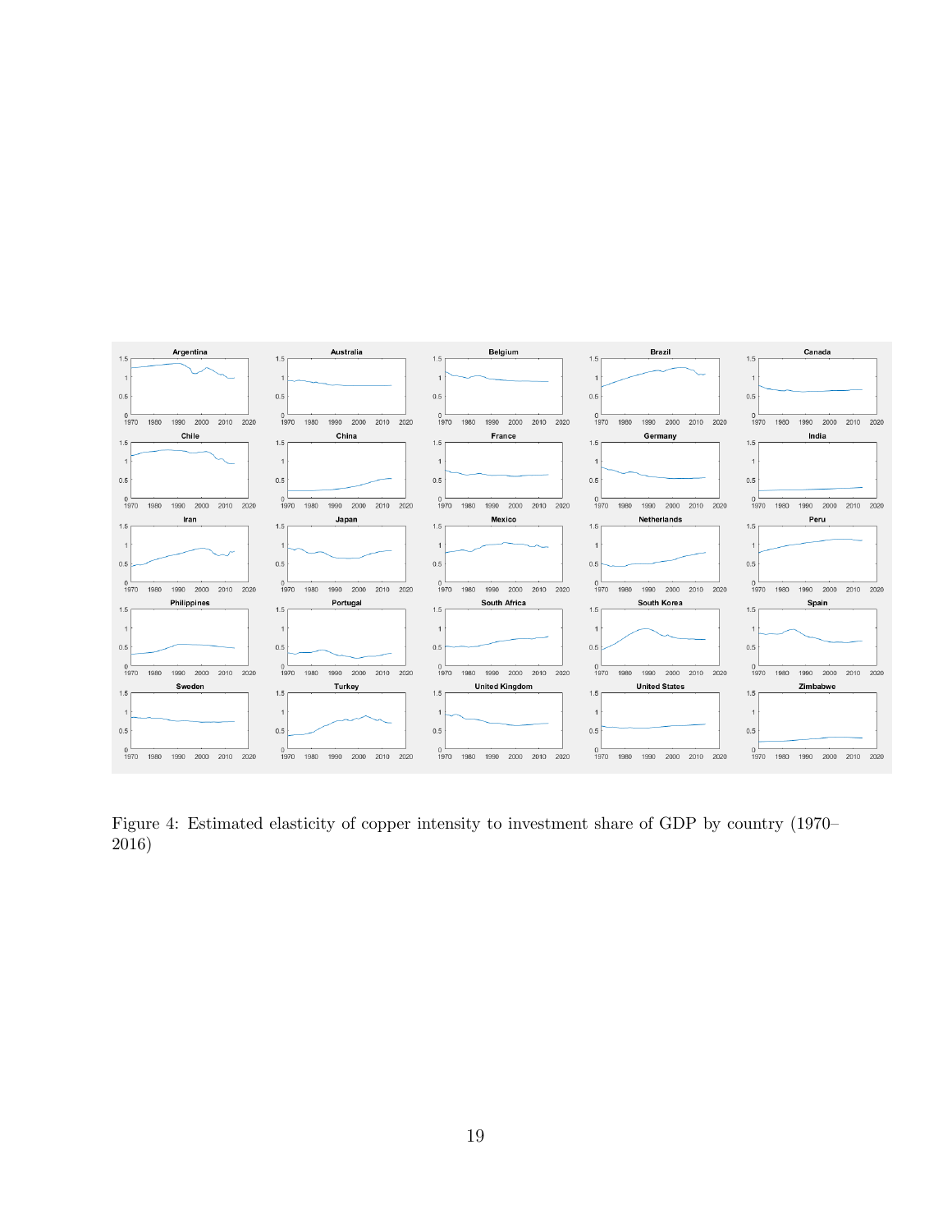Argentina
Australia
Belgium
Brazil
Canada
Chile
China
France
Germany
India
Iran
Japan
Mexico
Netherlands
Peru
Philippines
Portugal
South Africa
South Korea
Spain
Sweden
Turkey
United Kingdom
United States
Zimbabwe

0 0.5 1 1.5

1970 1980 1990 2000 2010 2020

Figure 4: Estimated elasticity of copper intensity to investment share of GDP by country (1970–2016)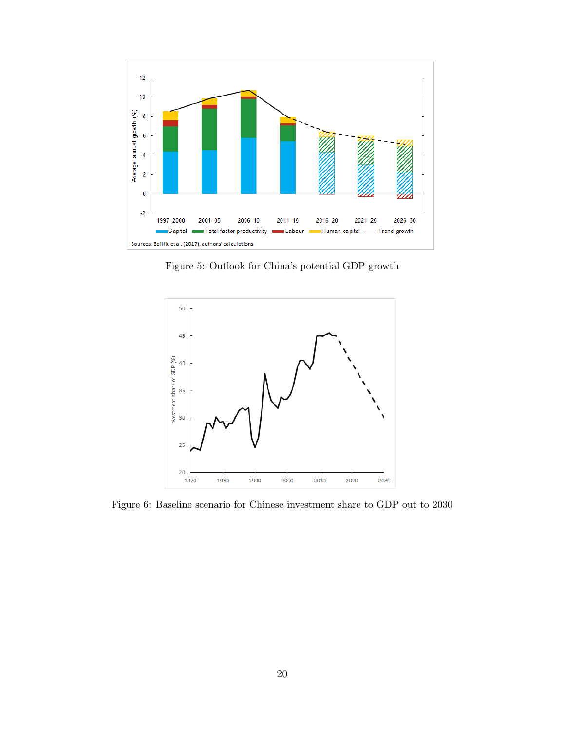12
10
8
6
4
2
0
-2

Average annual growth (%)

1997–2000 2001–05 2006–10 2011–15 2016–20 2021–25 2026–30

Capital Total factor productivity Labour Human capital Trend growth

Sources: Bailliu et al. (2017), authors' calculations

Figure 5: Outlook for China's potential GDP growth

50
45
40
35
30
25
20

Investment share of GDP (%)

1970 1980 1990 2000 2010 2020 2030

Figure 6: Baseline scenario for Chinese investment share to GDP out to 2030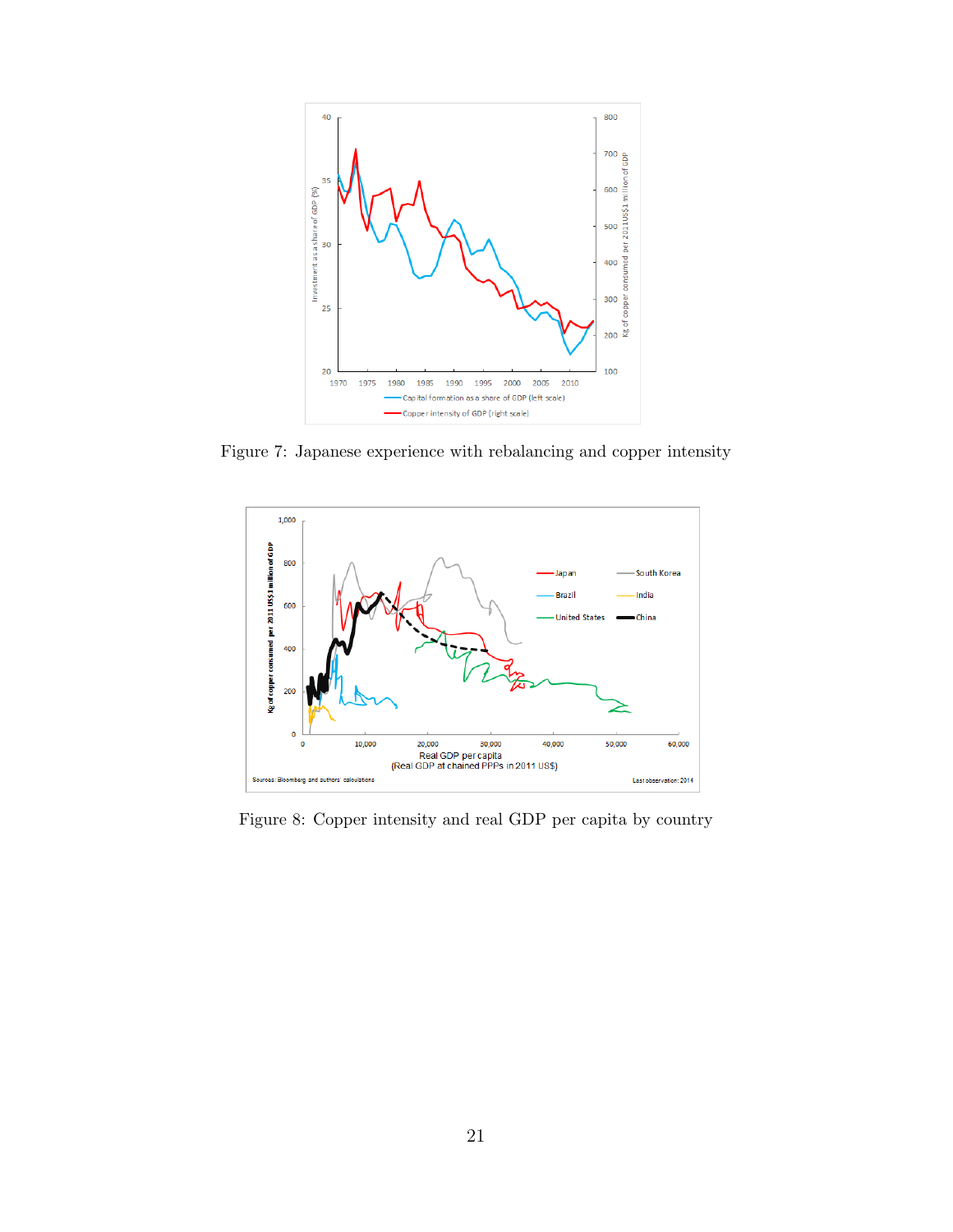40

35

30

25

20

1970 1975 1980 1985 1990 1995 2000 2005 2010

800

700

600

500

400

300

200

100

Investment as a share of GDP (%)

Kg of copper consumed per 2011US$1 million of GDP

Capital formation as a share of GDP (left scale)

Copper intensity of GDP (right scale)

Figure 7: Japanese experience with rebalancing and copper intensity

1,000

800

600

400

200

0

0 10,000 20,000 30,000 40,000 50,000 60,000

Kg of copper consumed per 2011 US$1 million of GDP

Real GDP per capita
(Real GDP at chained PPPs in 2011 US$)

Japan

South Korea

Brazil

India

United States

China

Sources: Bloomberg and authors' calculations

Last observation: 2014

Figure 8: Copper intensity and real GDP per capita by country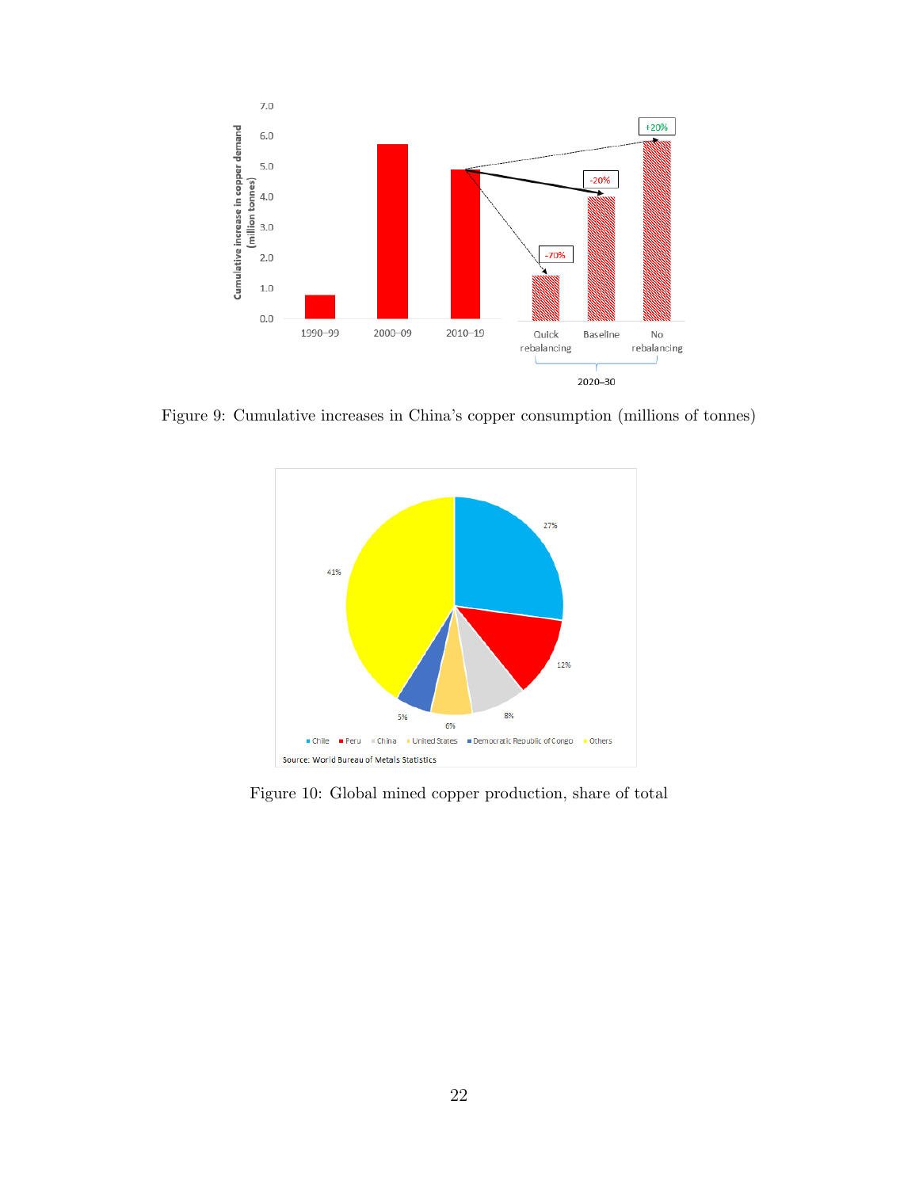Cumulative increase in copper demand (million tonnes)

7.0
6.0
5.0
4.0
3.0
2.0
1.0
0.0

1990–99
2000–09
2010–19
Quick rebalancing
Baseline
No rebalancing
2020–30

+20%
-20%
-70%

Figure 9: Cumulative increases in China's copper consumption (millions of tonnes)

27%
12%
8%
6%
5%
41%

Chile
Peru
China
United States
Democratic Republic of Congo
Others

Source: World Bureau of Metals Statistics

Figure 10: Global mined copper production, share of total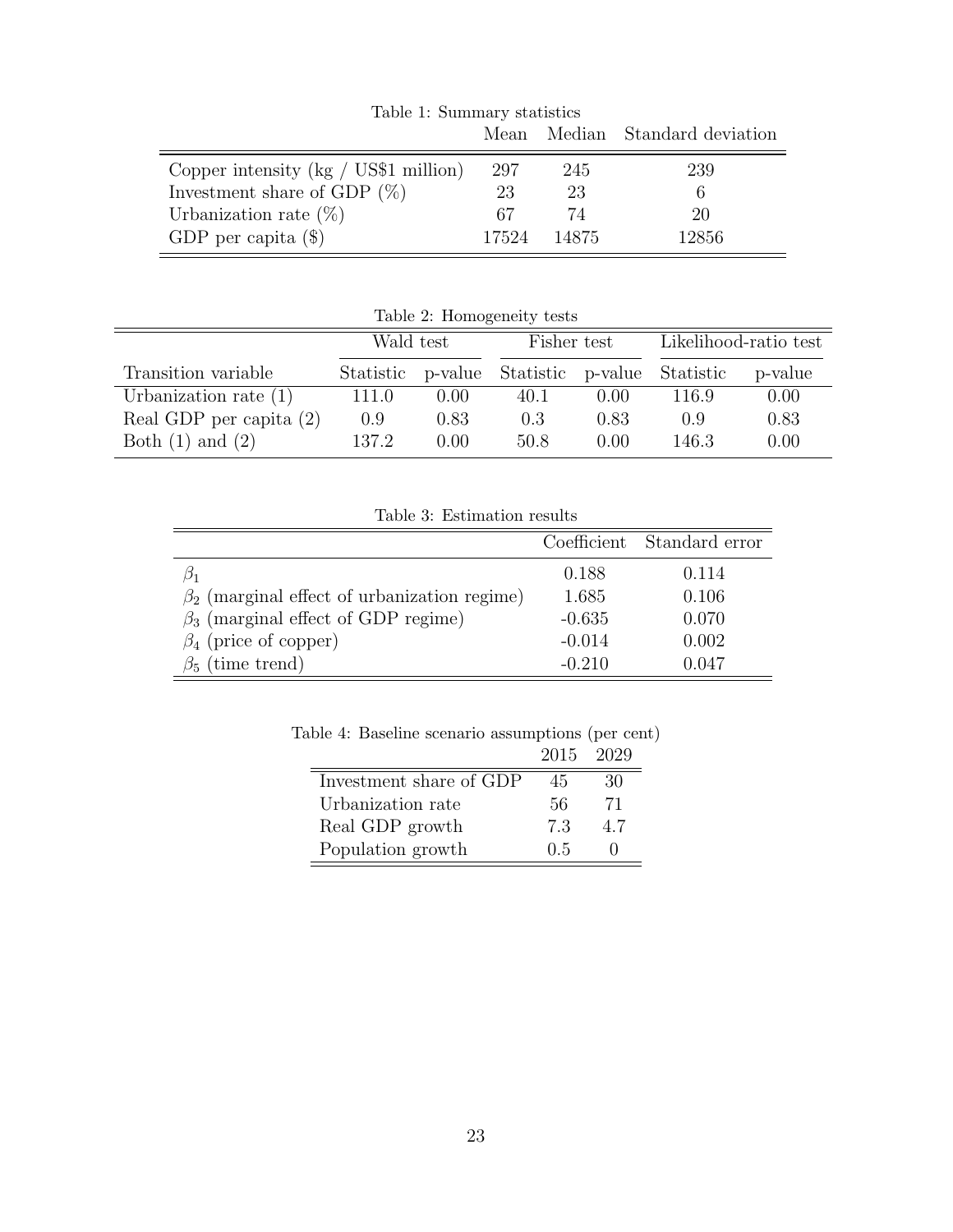Table 1: Summary statistics

| | Mean | Median | Standard deviation |
|---|---|---|---|
| Copper intensity (kg / US$1 million) | 297 | 245 | 239 |
| Investment share of GDP (%) | 23 | 23 | 6 |
| Urbanization rate (%) | 67 | 74 | 20 |
| GDP per capita ($) | 17524 | 14875 | 12856 |

Table 2: Homogeneity tests

| | Wald test | | Fisher test | | Likelihood-ratio test | |
|---|---|---|---|---|---|---|
| Transition variable | Statistic | p-value | Statistic | p-value | Statistic | p-value |
| Urbanization rate (1) | 111.0 | 0.00 | 40.1 | 0.00 | 116.9 | 0.00 |
| Real GDP per capita (2) | 0.9 | 0.83 | 0.3 | 0.83 | 0.9 | 0.83 |
| Both (1) and (2) | 137.2 | 0.00 | 50.8 | 0.00 | 146.3 | 0.00 |

Table 3: Estimation results

| | Coefficient | Standard error |
|---|---|---|
| $\beta_1$ | 0.188 | 0.114 |
| $\beta_2$ (marginal effect of urbanization regime) | 1.685 | 0.106 |
| $\beta_3$ (marginal effect of GDP regime) | -0.635 | 0.070 |
| $\beta_4$ (price of copper) | -0.014 | 0.002 |
| $\beta_5$ (time trend) | -0.210 | 0.047 |

Table 4: Baseline scenario assumptions (per cent)

| | 2015 | 2029 |
|---|---|---|
| Investment share of GDP | 45 | 30 |
| Urbanization rate | 56 | 71 |
| Real GDP growth | 7.3 | 4.7 |
| Population growth | 0.5 | 0 |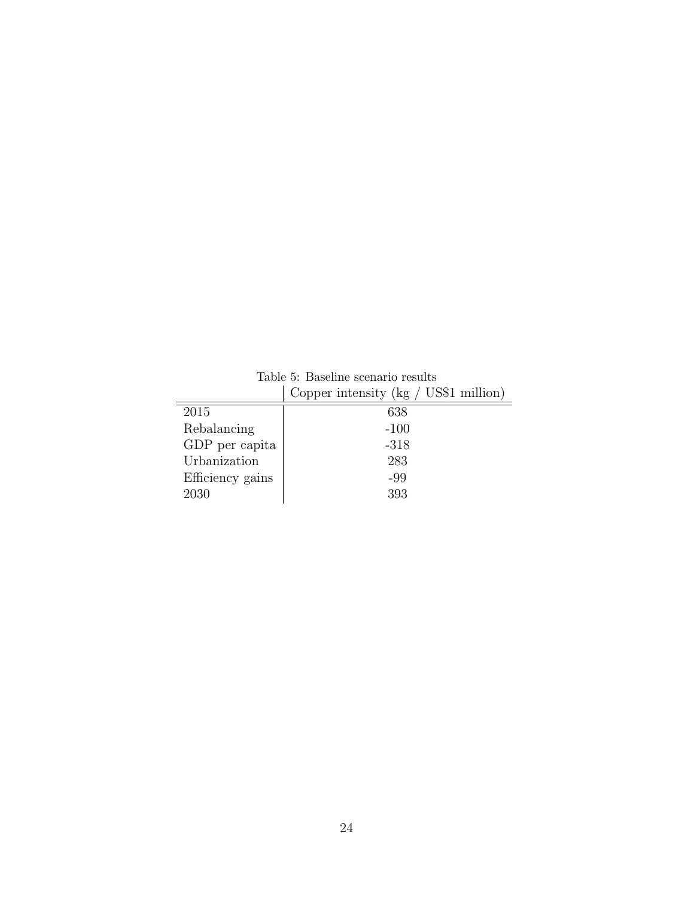Table 5: Baseline scenario results

| | Copper intensity (kg / US$1 million) |
|---|---|
| 2015 | 638 |
| Rebalancing | -100 |
| GDP per capita | -318 |
| Urbanization | 283 |
| Efficiency gains | -99 |
| 2030 | 393 |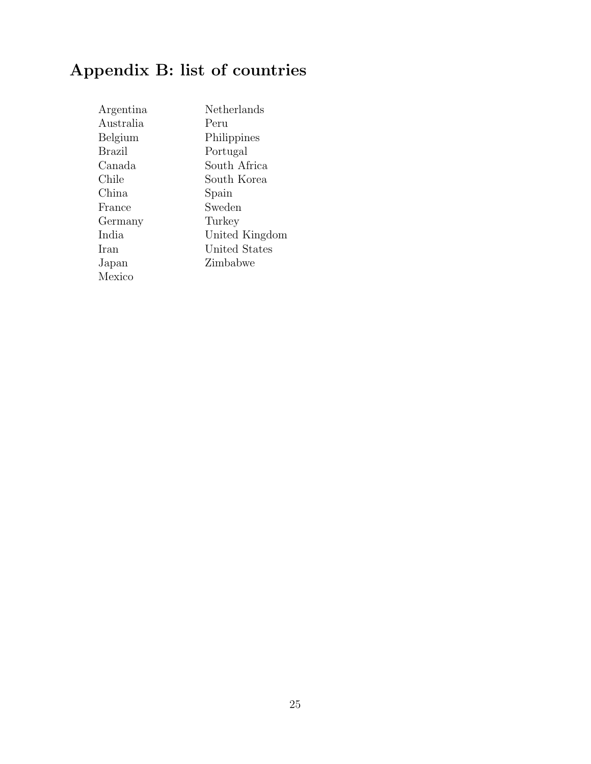# Appendix B: list of countries

Argentina
Australia
Belgium
Brazil
Canada
Chile
China
France
Germany
India
Iran
Japan
Mexico
Netherlands
Peru
Philippines
Portugal
South Africa
South Korea
Spain
Sweden
Turkey
United Kingdom
United States
Zimbabwe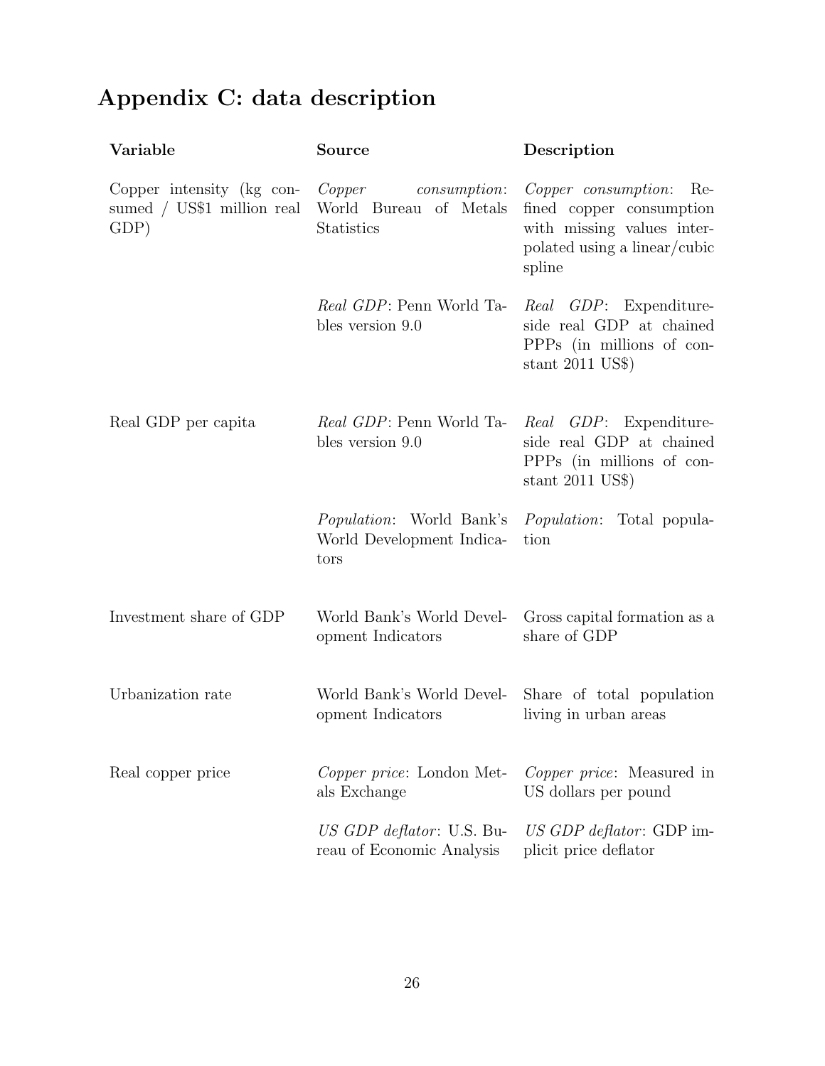# Appendix C: data description

| Variable | Source | Description |
|---|---|---|
| Copper intensity (kg consumed / US$1 million real GDP) | *Copper consumption*: World Bureau of Metals Statistics | *Copper consumption*: Refined copper consumption with missing values interpolated using a linear/cubic spline |
| | *Real GDP*: Penn World Tables version 9.0 | *Real GDP*: Expenditure-side real GDP at chained PPPs (in millions of constant 2011 US$) |
| Real GDP per capita | *Real GDP*: Penn World Tables version 9.0 | *Real GDP*: Expenditure-side real GDP at chained PPPs (in millions of constant 2011 US$) |
| | *Population*: World Bank's World Development Indicators | *Population*: Total population |
| Investment share of GDP | World Bank's World Development Indicators | Gross capital formation as a share of GDP |
| Urbanization rate | World Bank's World Development Indicators | Share of total population living in urban areas |
| Real copper price | *Copper price*: London Metals Exchange | *Copper price*: Measured in US dollars per pound |
| | *US GDP deflator*: U.S. Bureau of Economic Analysis | *US GDP deflator*: GDP implicit price deflator |